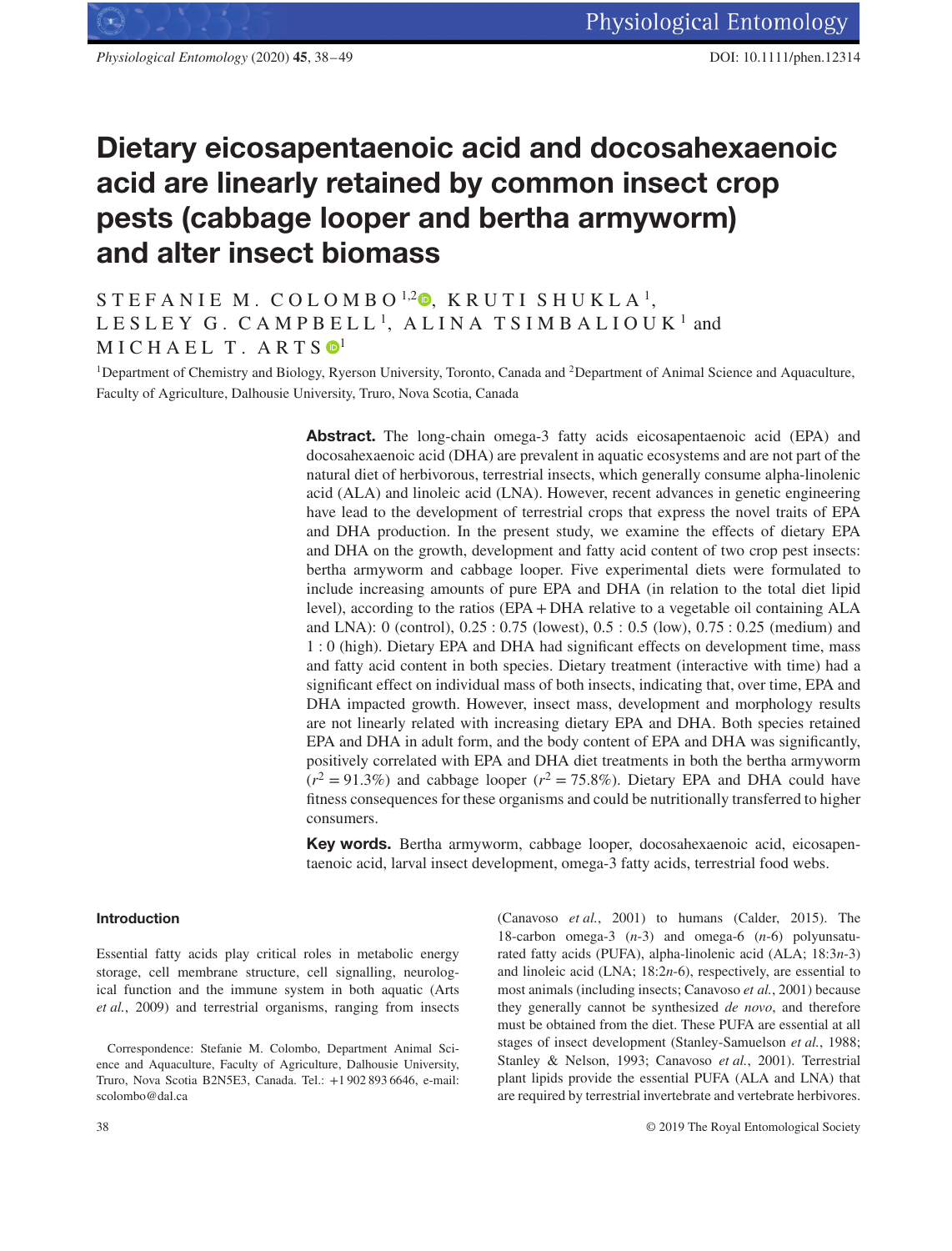# Dietary eicosapentaenoic acid and docosahexaenoic acid are linearly retained by common insect crop pests (cabbage looper and bertha armyworm) and alter insect biomass

STEFANIE M. COLOMBO[1,2], KRUTI SHUKLA[1], LESLEY G. CAMPBELL[1], ALINA TSIMBALIOUK[1] and MICHAEL T. ARTS[1]

[1]Department of Chemistry and Biology, Ryerson University, Toronto, Canada and [2]Department of Animal Science and Aquaculture, Faculty of Agriculture, Dalhousie University, Truro, Nova Scotia, Canada

**Abstract.** The long-chain omega-3 fatty acids eicosapentaenoic acid (EPA) and docosahexaenoic acid (DHA) are prevalent in aquatic ecosystems and are not part of the natural diet of herbivorous, terrestrial insects, which generally consume alpha-linolenic acid (ALA) and linoleic acid (LNA). However, recent advances in genetic engineering have lead to the development of terrestrial crops that express the novel traits of EPA and DHA production. In the present study, we examine the effects of dietary EPA and DHA on the growth, development and fatty acid content of two crop pest insects: bertha armyworm and cabbage looper. Five experimental diets were formulated to include increasing amounts of pure EPA and DHA (in relation to the total diet lipid level), according to the ratios (EPA + DHA relative to a vegetable oil containing ALA and LNA): 0 (control), 0.25 : 0.75 (lowest), 0.5 : 0.5 (low), 0.75 : 0.25 (medium) and 1 : 0 (high). Dietary EPA and DHA had significant effects on development time, mass and fatty acid content in both species. Dietary treatment (interactive with time) had a significant effect on individual mass of both insects, indicating that, over time, EPA and DHA impacted growth. However, insect mass, development and morphology results are not linearly related with increasing dietary EPA and DHA. Both species retained EPA and DHA in adult form, and the body content of EPA and DHA was significantly, positively correlated with EPA and DHA diet treatments in both the bertha armyworm ($r^2 = 91.3\%$) and cabbage looper ($r^2 = 75.8\%$). Dietary EPA and DHA could have fitness consequences for these organisms and could be nutritionally transferred to higher consumers.

**Key words.** Bertha armyworm, cabbage looper, docosahexaenoic acid, eicosapentaenoic acid, larval insect development, omega-3 fatty acids, terrestrial food webs.

## Introduction

Essential fatty acids play critical roles in metabolic energy storage, cell membrane structure, cell signalling, neurological function and the immune system in both aquatic (Arts *et al.*, 2009) and terrestrial organisms, ranging from insects (Canavoso *et al.*, 2001) to humans (Calder, 2015). The 18-carbon omega-3 (*n*-3) and omega-6 (*n*-6) polyunsaturated fatty acids (PUFA), alpha-linolenic acid (ALA; 18:3*n*-3) and linoleic acid (LNA; 18:2*n*-6), respectively, are essential to most animals (including insects; Canavoso *et al.*, 2001) because they generally cannot be synthesized *de novo*, and therefore must be obtained from the diet. These PUFA are essential at all stages of insect development (Stanley-Samuelson *et al.*, 1988; Stanley & Nelson, 1993; Canavoso *et al.*, 2001). Terrestrial plant lipids provide the essential PUFA (ALA and LNA) that are required by terrestrial invertebrate and vertebrate herbivores.

Correspondence: Stefanie M. Colombo, Department Animal Science and Aquaculture, Faculty of Agriculture, Dalhousie University, Truro, Nova Scotia B2N5E3, Canada. Tel.: +1 902 893 6646, e-mail: scolombo@dal.ca

© 2019 The Royal Entomological Society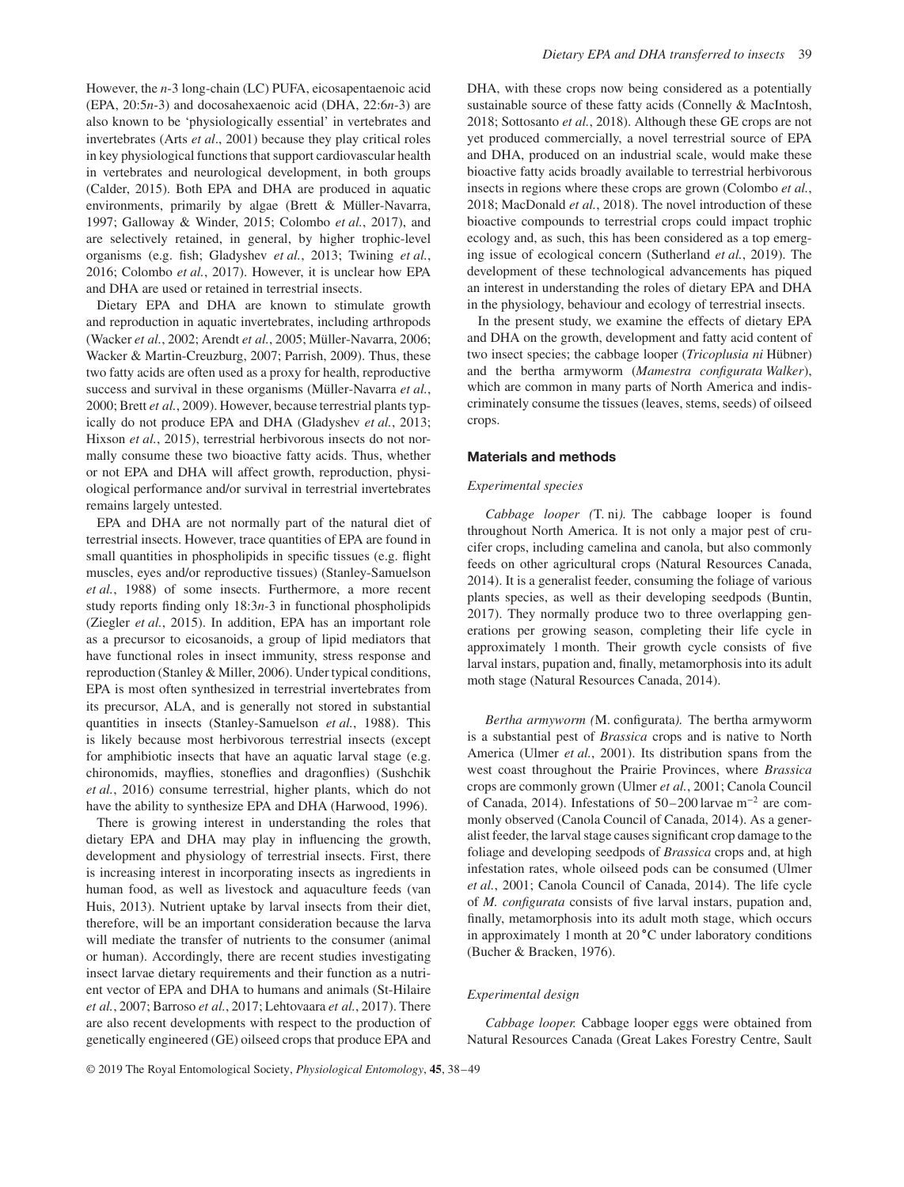However, the *n*-3 long-chain (LC) PUFA, eicosapentaenoic acid (EPA, 20:5*n*-3) and docosahexaenoic acid (DHA, 22:6*n*-3) are also known to be 'physiologically essential' in vertebrates and invertebrates (Arts *et al*., 2001) because they play critical roles in key physiological functions that support cardiovascular health in vertebrates and neurological development, in both groups (Calder, 2015). Both EPA and DHA are produced in aquatic environments, primarily by algae (Brett & Müller-Navarra, 1997; Galloway & Winder, 2015; Colombo *et al.*, 2017), and are selectively retained, in general, by higher trophic-level organisms (e.g. fish; Gladyshev *et al.*, 2013; Twining *et al.*, 2016; Colombo *et al.*, 2017). However, it is unclear how EPA and DHA are used or retained in terrestrial insects.

Dietary EPA and DHA are known to stimulate growth and reproduction in aquatic invertebrates, including arthropods (Wacker *et al.*, 2002; Arendt *et al.*, 2005; Müller-Navarra, 2006; Wacker & Martin-Creuzburg, 2007; Parrish, 2009). Thus, these two fatty acids are often used as a proxy for health, reproductive success and survival in these organisms (Müller-Navarra *et al.*, 2000; Brett *et al.*, 2009). However, because terrestrial plants typically do not produce EPA and DHA (Gladyshev *et al.*, 2013; Hixson *et al.*, 2015), terrestrial herbivorous insects do not normally consume these two bioactive fatty acids. Thus, whether or not EPA and DHA will affect growth, reproduction, physiological performance and/or survival in terrestrial invertebrates remains largely untested.

EPA and DHA are not normally part of the natural diet of terrestrial insects. However, trace quantities of EPA are found in small quantities in phospholipids in specific tissues (e.g. flight muscles, eyes and/or reproductive tissues) (Stanley-Samuelson *et al.*, 1988) of some insects. Furthermore, a more recent study reports finding only 18:3*n*-3 in functional phospholipids (Ziegler *et al.*, 2015). In addition, EPA has an important role as a precursor to eicosanoids, a group of lipid mediators that have functional roles in insect immunity, stress response and reproduction (Stanley & Miller, 2006). Under typical conditions, EPA is most often synthesized in terrestrial invertebrates from its precursor, ALA, and is generally not stored in substantial quantities in insects (Stanley-Samuelson *et al.*, 1988). This is likely because most herbivorous terrestrial insects (except for amphibiotic insects that have an aquatic larval stage (e.g. chironomids, mayflies, stoneflies and dragonflies) (Sushchik *et al.*, 2016) consume terrestrial, higher plants, which do not have the ability to synthesize EPA and DHA (Harwood, 1996).

There is growing interest in understanding the roles that dietary EPA and DHA may play in influencing the growth, development and physiology of terrestrial insects. First, there is increasing interest in incorporating insects as ingredients in human food, as well as livestock and aquaculture feeds (van Huis, 2013). Nutrient uptake by larval insects from their diet, therefore, will be an important consideration because the larva will mediate the transfer of nutrients to the consumer (animal or human). Accordingly, there are recent studies investigating insect larvae dietary requirements and their function as a nutrient vector of EPA and DHA to humans and animals (St-Hilaire *et al.*, 2007; Barroso *et al.*, 2017; Lehtovaara *et al.*, 2017). There are also recent developments with respect to the production of genetically engineered (GE) oilseed crops that produce EPA and DHA, with these crops now being considered as a potentially sustainable source of these fatty acids (Connelly & MacIntosh, 2018; Sottosanto *et al.*, 2018). Although these GE crops are not yet produced commercially, a novel terrestrial source of EPA and DHA, produced on an industrial scale, would make these bioactive fatty acids broadly available to terrestrial herbivorous insects in regions where these crops are grown (Colombo *et al.*, 2018; MacDonald *et al.*, 2018). The novel introduction of these bioactive compounds to terrestrial crops could impact trophic ecology and, as such, this has been considered as a top emerging issue of ecological concern (Sutherland *et al.*, 2019). The development of these technological advancements has piqued an interest in understanding the roles of dietary EPA and DHA in the physiology, behaviour and ecology of terrestrial insects.

In the present study, we examine the effects of dietary EPA and DHA on the growth, development and fatty acid content of two insect species; the cabbage looper (*Tricoplusia ni* Hübner) and the bertha armyworm (*Mamestra configurata Walker*), which are common in many parts of North America and indiscriminately consume the tissues (leaves, stems, seeds) of oilseed crops.

## Materials and methods

### Experimental species

*Cabbage looper (*T. ni*).* The cabbage looper is found throughout North America. It is not only a major pest of crucifer crops, including camelina and canola, but also commonly feeds on other agricultural crops (Natural Resources Canada, 2014). It is a generalist feeder, consuming the foliage of various plants species, as well as their developing seedpods (Buntin, 2017). They normally produce two to three overlapping generations per growing season, completing their life cycle in approximately 1 month. Their growth cycle consists of five larval instars, pupation and, finally, metamorphosis into its adult moth stage (Natural Resources Canada, 2014).

*Bertha armyworm (*M. configurata*).* The bertha armyworm is a substantial pest of *Brassica* crops and is native to North America (Ulmer *et al.*, 2001). Its distribution spans from the west coast throughout the Prairie Provinces, where *Brassica* crops are commonly grown (Ulmer *et al.*, 2001; Canola Council of Canada, 2014). Infestations of 50–200 larvae $m^{-2}$ are commonly observed (Canola Council of Canada, 2014). As a generalist feeder, the larval stage causes significant crop damage to the foliage and developing seedpods of *Brassica* crops and, at high infestation rates, whole oilseed pods can be consumed (Ulmer *et al.*, 2001; Canola Council of Canada, 2014). The life cycle of *M. configurata* consists of five larval instars, pupation and, finally, metamorphosis into its adult moth stage, which occurs in approximately 1 month at 20 °C under laboratory conditions (Bucher & Bracken, 1976).

### Experimental design

*Cabbage looper.* Cabbage looper eggs were obtained from Natural Resources Canada (Great Lakes Forestry Centre, Sault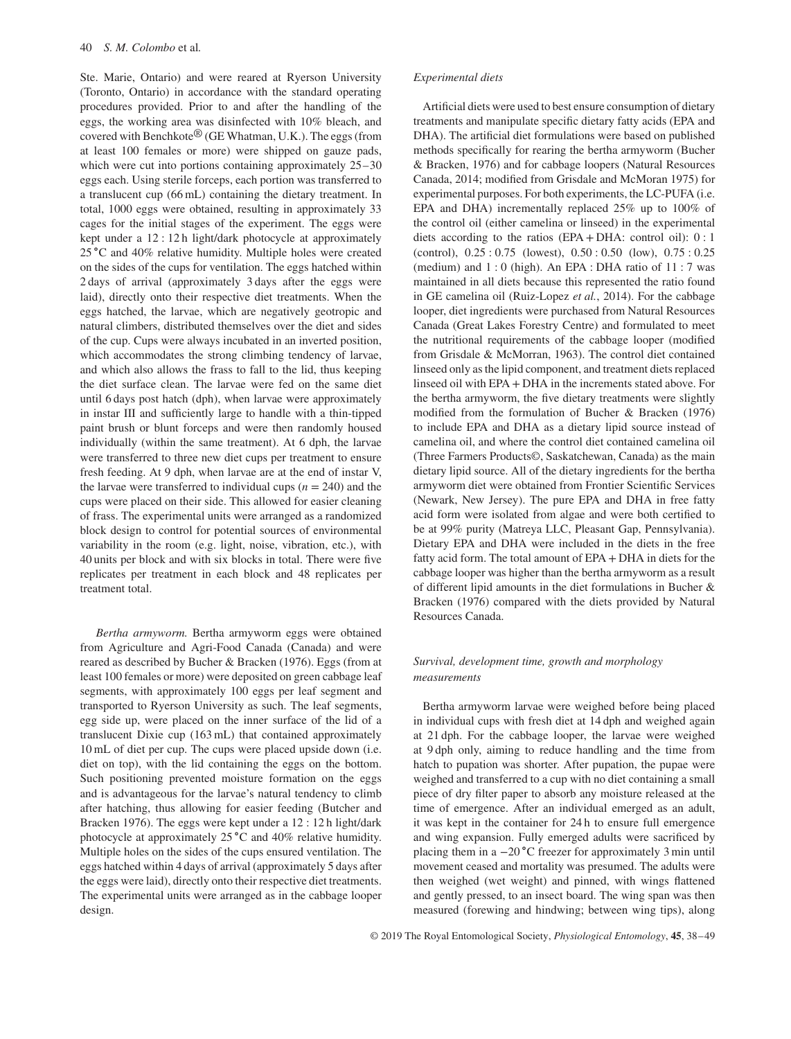Ste. Marie, Ontario) and were reared at Ryerson University (Toronto, Ontario) in accordance with the standard operating procedures provided. Prior to and after the handling of the eggs, the working area was disinfected with 10% bleach, and covered with Benchkote® (GE Whatman, U.K.). The eggs (from at least 100 females or more) were shipped on gauze pads, which were cut into portions containing approximately 25–30 eggs each. Using sterile forceps, each portion was transferred to a translucent cup (66 mL) containing the dietary treatment. In total, 1000 eggs were obtained, resulting in approximately 33 cages for the initial stages of the experiment. The eggs were kept under a 12 : 12 h light/dark photocycle at approximately 25 °C and 40% relative humidity. Multiple holes were created on the sides of the cups for ventilation. The eggs hatched within 2 days of arrival (approximately 3 days after the eggs were laid), directly onto their respective diet treatments. When the eggs hatched, the larvae, which are negatively geotropic and natural climbers, distributed themselves over the diet and sides of the cup. Cups were always incubated in an inverted position, which accommodates the strong climbing tendency of larvae, and which also allows the frass to fall to the lid, thus keeping the diet surface clean. The larvae were fed on the same diet until 6 days post hatch (dph), when larvae were approximately in instar III and sufficiently large to handle with a thin-tipped paint brush or blunt forceps and were then randomly housed individually (within the same treatment). At 6 dph, the larvae were transferred to three new diet cups per treatment to ensure fresh feeding. At 9 dph, when larvae are at the end of instar V, the larvae were transferred to individual cups ($n = 240$) and the cups were placed on their side. This allowed for easier cleaning of frass. The experimental units were arranged as a randomized block design to control for potential sources of environmental variability in the room (e.g. light, noise, vibration, etc.), with 40 units per block and with six blocks in total. There were five replicates per treatment in each block and 48 replicates per treatment total.

*Bertha armyworm.* Bertha armyworm eggs were obtained from Agriculture and Agri-Food Canada (Canada) and were reared as described by Bucher & Bracken (1976). Eggs (from at least 100 females or more) were deposited on green cabbage leaf segments, with approximately 100 eggs per leaf segment and transported to Ryerson University as such. The leaf segments, egg side up, were placed on the inner surface of the lid of a translucent Dixie cup (163 mL) that contained approximately 10 mL of diet per cup. The cups were placed upside down (i.e. diet on top), with the lid containing the eggs on the bottom. Such positioning prevented moisture formation on the eggs and is advantageous for the larvae's natural tendency to climb after hatching, thus allowing for easier feeding (Butcher and Bracken 1976). The eggs were kept under a 12 : 12 h light/dark photocycle at approximately 25 °C and 40% relative humidity. Multiple holes on the sides of the cups ensured ventilation. The eggs hatched within 4 days of arrival (approximately 5 days after the eggs were laid), directly onto their respective diet treatments. The experimental units were arranged as in the cabbage looper design.

### *Experimental diets*

Artificial diets were used to best ensure consumption of dietary treatments and manipulate specific dietary fatty acids (EPA and DHA). The artificial diet formulations were based on published methods specifically for rearing the bertha armyworm (Bucher & Bracken, 1976) and for cabbage loopers (Natural Resources Canada, 2014; modified from Grisdale and McMoran 1975) for experimental purposes. For both experiments, the LC-PUFA (i.e. EPA and DHA) incrementally replaced 25% up to 100% of the control oil (either camelina or linseed) in the experimental diets according to the ratios (EPA + DHA: control oil): 0 : 1 (control), 0.25 : 0.75 (lowest), 0.50 : 0.50 (low), 0.75 : 0.25 (medium) and 1 : 0 (high). An EPA : DHA ratio of 11 : 7 was maintained in all diets because this represented the ratio found in GE camelina oil (Ruiz-Lopez *et al.*, 2014). For the cabbage looper, diet ingredients were purchased from Natural Resources Canada (Great Lakes Forestry Centre) and formulated to meet the nutritional requirements of the cabbage looper (modified from Grisdale & McMorran, 1963). The control diet contained linseed only as the lipid component, and treatment diets replaced linseed oil with EPA + DHA in the increments stated above. For the bertha armyworm, the five dietary treatments were slightly modified from the formulation of Bucher & Bracken (1976) to include EPA and DHA as a dietary lipid source instead of camelina oil, and where the control diet contained camelina oil (Three Farmers Products©, Saskatchewan, Canada) as the main dietary lipid source. All of the dietary ingredients for the bertha armyworm diet were obtained from Frontier Scientific Services (Newark, New Jersey). The pure EPA and DHA in free fatty acid form were isolated from algae and were both certified to be at 99% purity (Matreya LLC, Pleasant Gap, Pennsylvania). Dietary EPA and DHA were included in the diets in the free fatty acid form. The total amount of EPA + DHA in diets for the cabbage looper was higher than the bertha armyworm as a result of different lipid amounts in the diet formulations in Bucher & Bracken (1976) compared with the diets provided by Natural Resources Canada.

### *Survival, development time, growth and morphology measurements*

Bertha armyworm larvae were weighed before being placed in individual cups with fresh diet at 14 dph and weighed again at 21 dph. For the cabbage looper, the larvae were weighed at 9 dph only, aiming to reduce handling and the time from hatch to pupation was shorter. After pupation, the pupae were weighed and transferred to a cup with no diet containing a small piece of dry filter paper to absorb any moisture released at the time of emergence. After an individual emerged as an adult, it was kept in the container for 24 h to ensure full emergence and wing expansion. Fully emerged adults were sacrificed by placing them in a −20 °C freezer for approximately 3 min until movement ceased and mortality was presumed. The adults were then weighed (wet weight) and pinned, with wings flattened and gently pressed, to an insect board. The wing span was then measured (forewing and hindwing; between wing tips), along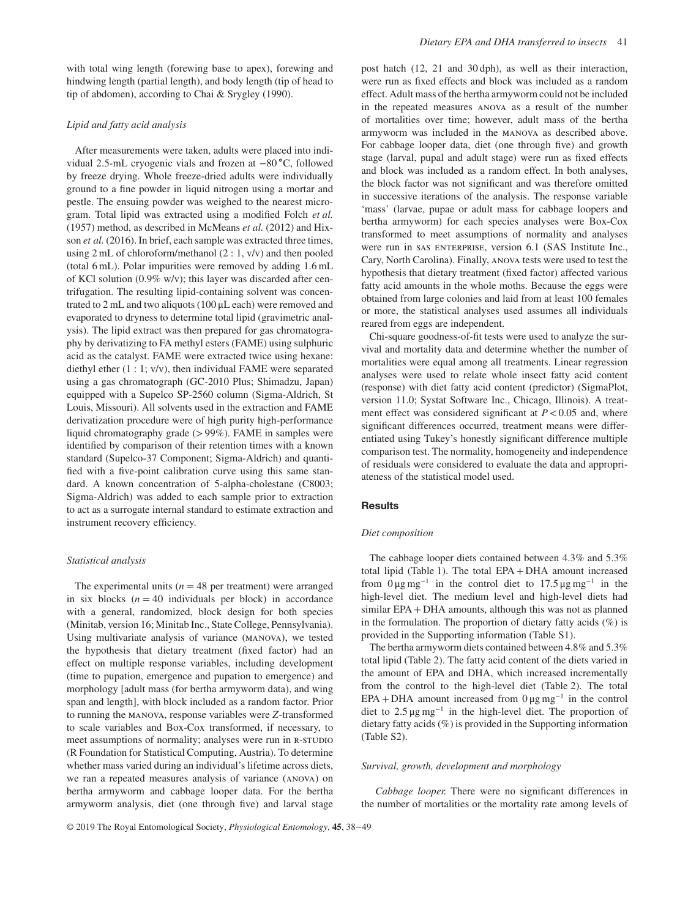with total wing length (forewing base to apex), forewing and hindwing length (partial length), and body length (tip of head to tip of abdomen), according to Chai & Srygley (1990).

### Lipid and fatty acid analysis

After measurements were taken, adults were placed into individual 2.5-mL cryogenic vials and frozen at −80 °C, followed by freeze drying. Whole freeze-dried adults were individually ground to a fine powder in liquid nitrogen using a mortar and pestle. The ensuing powder was weighed to the nearest microgram. Total lipid was extracted using a modified Folch *et al.* (1957) method, as described in McMeans *et al.* (2012) and Hixson *et al.* (2016). In brief, each sample was extracted three times, using 2 mL of chloroform/methanol (2 : 1, v/v) and then pooled (total 6 mL). Polar impurities were removed by adding 1.6 mL of KCl solution (0.9% w/v); this layer was discarded after centrifugation. The resulting lipid-containing solvent was concentrated to 2 mL and two aliquots (100 μL each) were removed and evaporated to dryness to determine total lipid (gravimetric analysis). The lipid extract was then prepared for gas chromatography by derivatizing to FA methyl esters (FAME) using sulphuric acid as the catalyst. FAME were extracted twice using hexane: diethyl ether (1 : 1; v/v), then individual FAME were separated using a gas chromatograph (GC-2010 Plus; Shimadzu, Japan) equipped with a Supelco SP-2560 column (Sigma-Aldrich, St Louis, Missouri). All solvents used in the extraction and FAME derivatization procedure were of high purity high-performance liquid chromatography grade (> 99%). FAME in samples were identified by comparison of their retention times with a known standard (Supelco-37 Component; Sigma-Aldrich) and quantified with a five-point calibration curve using this same standard. A known concentration of 5-alpha-cholestane (C8003; Sigma-Aldrich) was added to each sample prior to extraction to act as a surrogate internal standard to estimate extraction and instrument recovery efficiency.

### Statistical analysis

The experimental units ($n$ = 48 per treatment) were arranged in six blocks ($n$ = 40 individuals per block) in accordance with a general, randomized, block design for both species (Minitab, version 16; Minitab Inc., State College, Pennsylvania). Using multivariate analysis of variance (MANOVA), we tested the hypothesis that dietary treatment (fixed factor) had an effect on multiple response variables, including development (time to pupation, emergence and pupation to emergence) and morphology [adult mass (for bertha armyworm data), and wing span and length], with block included as a random factor. Prior to running the MANOVA, response variables were $Z$-transformed to scale variables and Box-Cox transformed, if necessary, to meet assumptions of normality; analyses were run in R-STUDIO (R Foundation for Statistical Computing, Austria). To determine whether mass varied during an individual's lifetime across diets, we ran a repeated measures analysis of variance (ANOVA) on bertha armyworm and cabbage looper data. For the bertha armyworm analysis, diet (one through five) and larval stage post hatch (12, 21 and 30 dph), as well as their interaction, were run as fixed effects and block was included as a random effect. Adult mass of the bertha armyworm could not be included in the repeated measures ANOVA as a result of the number of mortalities over time; however, adult mass of the bertha armyworm was included in the MANOVA as described above. For cabbage looper data, diet (one through five) and growth stage (larval, pupal and adult stage) were run as fixed effects and block was included as a random effect. In both analyses, the block factor was not significant and was therefore omitted in successive iterations of the analysis. The response variable 'mass' (larvae, pupae or adult mass for cabbage loopers and bertha armyworm) for each species analyses were Box-Cox transformed to meet assumptions of normality and analyses were run in SAS ENTERPRISE, version 6.1 (SAS Institute Inc., Cary, North Carolina). Finally, ANOVA tests were used to test the hypothesis that dietary treatment (fixed factor) affected various fatty acid amounts in the whole moths. Because the eggs were obtained from large colonies and laid from at least 100 females or more, the statistical analyses used assumes all individuals reared from eggs are independent.

Chi-square goodness-of-fit tests were used to analyze the survival and mortality data and determine whether the number of mortalities were equal among all treatments. Linear regression analyses were used to relate whole insect fatty acid content (response) with diet fatty acid content (predictor) (SigmaPlot, version 11.0; Systat Software Inc., Chicago, Illinois). A treatment effect was considered significant at $P < 0.05$ and, where significant differences occurred, treatment means were differentiated using Tukey's honestly significant difference multiple comparison test. The normality, homogeneity and independence of residuals were considered to evaluate the data and appropriateness of the statistical model used.

## Results

### Diet composition

The cabbage looper diets contained between 4.3% and 5.3% total lipid (Table 1). The total EPA + DHA amount increased from 0 μg mg$^{-1}$ in the control diet to 17.5 μg mg$^{-1}$ in the high-level diet. The medium level and high-level diets had similar EPA + DHA amounts, although this was not as planned in the formulation. The proportion of dietary fatty acids (%) is provided in the Supporting information (Table S1).

The bertha armyworm diets contained between 4.8% and 5.3% total lipid (Table 2). The fatty acid content of the diets varied in the amount of EPA and DHA, which increased incrementally from the control to the high-level diet (Table 2). The total EPA + DHA amount increased from 0 μg mg$^{-1}$ in the control diet to 2.5 μg mg$^{-1}$ in the high-level diet. The proportion of dietary fatty acids (%) is provided in the Supporting information (Table S2).

### Survival, growth, development and morphology

*Cabbage looper.* There were no significant differences in the number of mortalities or the mortality rate among levels of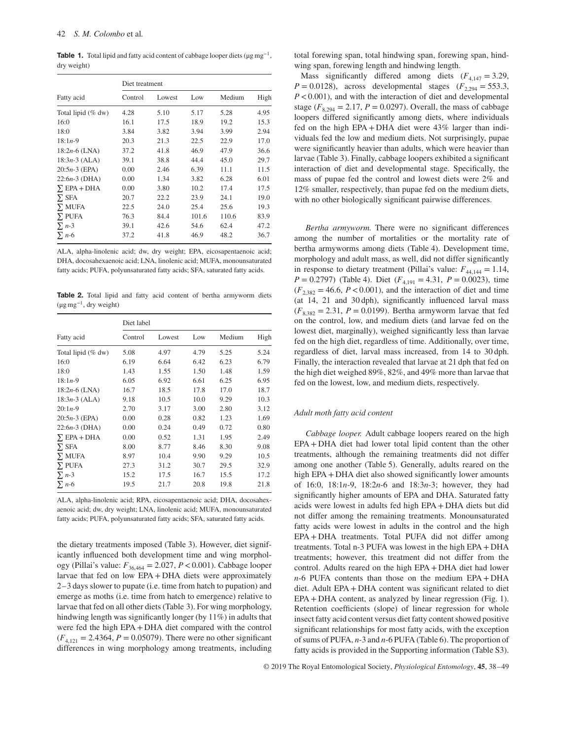**Table 1.** Total lipid and fatty acid content of cabbage looper diets (μg mg$^{-1}$, dry weight)

| Fatty acid | Diet treatment | | | | |
|---|---|---|---|---|---|
| | Control | Lowest | Low | Medium | High |
| Total lipid (% dw) | 4.28 | 5.10 | 5.17 | 5.28 | 4.95 |
| 16:0 | 16.1 | 17.5 | 18.9 | 19.2 | 15.3 |
| 18:0 | 3.84 | 3.82 | 3.94 | 3.99 | 2.94 |
| 18:1*n*-9 | 20.3 | 21.3 | 22.5 | 22.9 | 17.0 |
| 18:2*n*-6 (LNA) | 37.2 | 41.8 | 46.9 | 47.9 | 36.6 |
| 18:3*n*-3 (ALA) | 39.1 | 38.8 | 44.4 | 45.0 | 29.7 |
| 20:5*n*-3 (EPA) | 0.00 | 2.46 | 6.39 | 11.1 | 11.5 |
| 22:6*n*-3 (DHA) | 0.00 | 1.34 | 3.82 | 6.28 | 6.01 |
| ∑ EPA + DHA | 0.00 | 3.80 | 10.2 | 17.4 | 17.5 |
| ∑ SFA | 20.7 | 22.2 | 23.9 | 24.1 | 19.0 |
| ∑ MUFA | 22.5 | 24.0 | 25.4 | 25.6 | 19.3 |
| ∑ PUFA | 76.3 | 84.4 | 101.6 | 110.6 | 83.9 |
| ∑ *n*-3 | 39.1 | 42.6 | 54.6 | 62.4 | 47.2 |
| ∑ *n*-6 | 37.2 | 41.8 | 46.9 | 48.2 | 36.7 |

ALA, alpha-linolenic acid; dw, dry weight; EPA, eicosapentaenoic acid; DHA, docosahexaenoic acid; LNA, linolenic acid; MUFA, monounsaturated fatty acids; PUFA, polyunsaturated fatty acids; SFA, saturated fatty acids.

**Table 2.** Total lipid and fatty acid content of bertha armyworm diets (μg mg$^{-1}$, dry weight)

| Fatty acid | Diet label | | | | |
|---|---|---|---|---|---|
| | Control | Lowest | Low | Medium | High |
| Total lipid (% dw) | 5.08 | 4.97 | 4.79 | 5.25 | 5.24 |
| 16:0 | 6.19 | 6.64 | 6.42 | 6.23 | 6.79 |
| 18:0 | 1.43 | 1.55 | 1.50 | 1.48 | 1.59 |
| 18:1*n*-9 | 6.05 | 6.92 | 6.61 | 6.25 | 6.95 |
| 18:2*n*-6 (LNA) | 16.7 | 18.5 | 17.8 | 17.0 | 18.7 |
| 18:3*n*-3 (ALA) | 9.18 | 10.5 | 10.0 | 9.29 | 10.3 |
| 20:1*n*-9 | 2.70 | 3.17 | 3.00 | 2.80 | 3.12 |
| 20:5*n*-3 (EPA) | 0.00 | 0.28 | 0.82 | 1.23 | 1.69 |
| 22:6*n*-3 (DHA) | 0.00 | 0.24 | 0.49 | 0.72 | 0.80 |
| ∑ EPA + DHA | 0.00 | 0.52 | 1.31 | 1.95 | 2.49 |
| ∑ SFA | 8.00 | 8.77 | 8.46 | 8.30 | 9.08 |
| ∑ MUFA | 8.97 | 10.4 | 9.90 | 9.29 | 10.5 |
| ∑ PUFA | 27.3 | 31.2 | 30.7 | 29.5 | 32.9 |
| ∑ *n*-3 | 15.2 | 17.5 | 16.7 | 15.5 | 17.2 |
| ∑ *n*-6 | 19.5 | 21.7 | 20.8 | 19.8 | 21.8 |

ALA, alpha-linolenic acid; RPA, eicosapentaenoic acid; DHA, docosahexaenoic acid; dw, dry weight; LNA, linolenic acid; MUFA, monounsaturated fatty acids; PUFA, polyunsaturated fatty acids; SFA, saturated fatty acids.

the dietary treatments imposed (Table 3). However, diet significantly influenced both development time and wing morphology (Pillai's value: $F_{36,464} = 2.027$, $P < 0.001$). Cabbage looper larvae that fed on low EPA + DHA diets were approximately 2–3 days slower to pupate (i.e. time from hatch to pupation) and emerge as moths (i.e. time from hatch to emergence) relative to larvae that fed on all other diets (Table 3). For wing morphology, hindwing length was significantly longer (by 11%) in adults that were fed the high EPA + DHA diet compared with the control ($F_{4,121} = 2.4364$, $P = 0.05079$). There were no other significant differences in wing morphology among treatments, including total forewing span, total hindwing span, forewing span, hindwing span, forewing length and hindwing length.

Mass significantly differed among diets ($F_{4,147} = 3.29$, $P = 0.0128$), across developmental stages ($F_{2,294} = 553.3$, $P < 0.001$), and with the interaction of diet and developmental stage ($F_{8,294} = 2.17$, $P = 0.0297$). Overall, the mass of cabbage loopers differed significantly among diets, where individuals fed on the high EPA + DHA diet were 43% larger than individuals fed the low and medium diets. Not surprisingly, pupae were significantly heavier than adults, which were heavier than larvae (Table 3). Finally, cabbage loopers exhibited a significant interaction of diet and developmental stage. Specifically, the mass of pupae fed the control and lowest diets were 2% and 12% smaller, respectively, than pupae fed on the medium diets, with no other biologically significant pairwise differences.

*Bertha armyworm.* There were no significant differences among the number of mortalities or the mortality rate of bertha armyworms among diets (Table 4). Development time, morphology and adult mass, as well, did not differ significantly in response to dietary treatment (Pillai's value: $F_{44,144} = 1.14$, $P = 0.2797$) (Table 4). Diet ($F_{4,191} = 4.31$, $P = 0.0023$), time ($F_{2,382} = 46.6$, $P < 0.001$), and the interaction of diet and time (at 14, 21 and 30 dph), significantly influenced larval mass ($F_{8,382} = 2.31$, $P = 0.0199$). Bertha armyworm larvae that fed on the control, low, and medium diets (and larvae fed on the lowest diet, marginally), weighed significantly less than larvae fed on the high diet, regardless of time. Additionally, over time, regardless of diet, larval mass increased, from 14 to 30 dph. Finally, the interaction revealed that larvae at 21 dph that fed on the high diet weighed 89%, 82%, and 49% more than larvae that fed on the lowest, low, and medium diets, respectively.

### Adult moth fatty acid content

*Cabbage looper.* Adult cabbage loopers reared on the high EPA + DHA diet had lower total lipid content than the other treatments, although the remaining treatments did not differ among one another (Table 5). Generally, adults reared on the high EPA + DHA diet also showed significantly lower amounts of 16:0, 18:1*n*-9, 18:2*n*-6 and 18:3*n*-3; however, they had significantly higher amounts of EPA and DHA. Saturated fatty acids were lowest in adults fed high EPA + DHA diets but did not differ among the remaining treatments. Monounsaturated fatty acids were lowest in adults in the control and the high EPA + DHA treatments. Total PUFA did not differ among treatments. Total n-3 PUFA was lowest in the high EPA + DHA treatments; however, this treatment did not differ from the control. Adults reared on the high EPA + DHA diet had lower *n*-6 PUFA contents than those on the medium EPA + DHA diet. Adult EPA + DHA content was significant related to diet EPA + DHA content, as analyzed by linear regression (Fig. 1). Retention coefficients (slope) of linear regression for whole insect fatty acid content versus diet fatty content showed positive significant relationships for most fatty acids, with the exception of sums of PUFA, *n*-3 and *n*-6 PUFA (Table 6). The proportion of fatty acids is provided in the Supporting information (Table S3).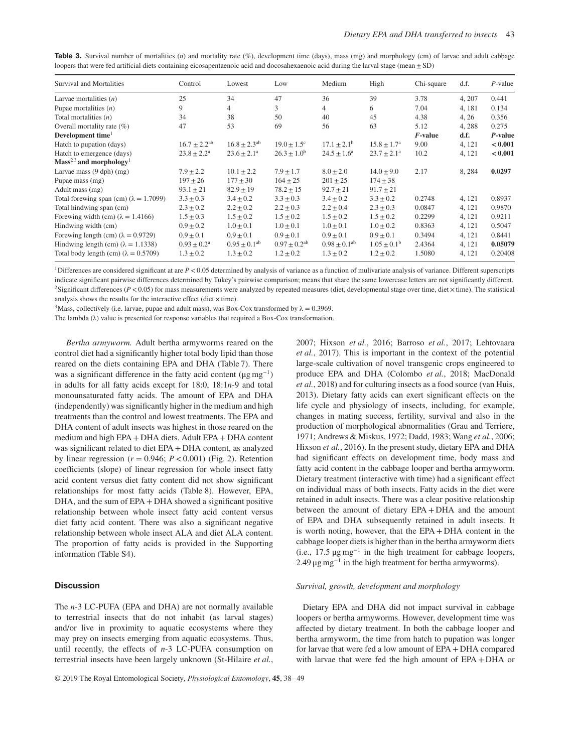**Table 3.** Survival number of mortalities (*n*) and mortality rate (%), development time (days), mass (mg) and morphology (cm) of larvae and adult cabbage loopers that were fed artificial diets containing eicosapentaenoic acid and docosahexaenoic acid during the larval stage (mean ± SD)

| Survival and Mortalities | Control | Lowest | Low | Medium | High | Chi-square | d.f. | *P*-value |
|---|---|---|---|---|---|---|---|---|
| Larvae mortalities (*n*) | 25 | 34 | 47 | 36 | 39 | 3.78 | 4, 207 | 0.441 |
| Pupae mortalities (*n*) | 9 | 4 | 3 | 4 | 6 | 7.04 | 4, 181 | 0.134 |
| Total mortalities (*n*) | 34 | 38 | 50 | 40 | 45 | 4.38 | 4, 26 | 0.356 |
| Overall mortality rate (%) | 47 | 53 | 69 | 56 | 63 | 5.12 | 4, 288 | 0.275 |
| **Development time**[1] | | | | | | ***F*-value** | **d.f.** | ***P*-value** |
| Hatch to pupation (days) | $16.7 \pm 2.2^{ab}$ | $16.8 \pm 2.3^{ab}$ | $19.0 \pm 1.5^{c}$ | $17.1 \pm 2.1^{b}$ | $15.8 \pm 1.7^{a}$ | 9.00 | 4, 121 | **< 0.001** |
| Hatch to emergence (days) | $23.8 \pm 2.2^{a}$ | $23.6 \pm 2.1^{a}$ | $26.3 \pm 1.0^{b}$ | $24.5 \pm 1.6^{a}$ | $23.7 \pm 2.1^{a}$ | 10.2 | 4, 121 | **< 0.001** |
| **Mass**[2,3] **and morphology**[1] | | | | | | | | |
| Larvae mass (9 dph) (mg) | 7.9 ± 2.2 | 10.1 ± 2.2 | 7.9 ± 1.7 | 8.0 ± 2.0 | 14.0 ± 9.0 | 2.17 | 8, 284 | **0.0297** |
| Pupae mass (mg) | 197 ± 26 | 177 ± 30 | 164 ± 25 | 201 ± 25 | 174 ± 38 | | | |
| Adult mass (mg) | 93.1 ± 21 | 82.9 ± 19 | 78.2 ± 15 | 92.7 ± 21 | 91.7 ± 21 | | | |
| Total forewing span (cm) ($\lambda = 1.7099$) | 3.3 ± 0.3 | 3.4 ± 0.2 | 3.3 ± 0.3 | 3.4 ± 0.2 | 3.3 ± 0.2 | 0.2748 | 4, 121 | 0.8937 |
| Total hindwing span (cm) | 2.3 ± 0.2 | 2.2 ± 0.2 | 2.2 ± 0.3 | 2.2 ± 0.4 | 2.3 ± 0.3 | 0.0847 | 4, 121 | 0.9870 |
| Forewing width (cm) ($\lambda = 1.4166$) | 1.5 ± 0.3 | 1.5 ± 0.2 | 1.5 ± 0.2 | 1.5 ± 0.2 | 1.5 ± 0.2 | 0.2299 | 4, 121 | 0.9211 |
| Hindwing width (cm) | 0.9 ± 0.2 | 1.0 ± 0.1 | 1.0 ± 0.1 | 1.0 ± 0.1 | 1.0 ± 0.2 | 0.8363 | 4, 121 | 0.5047 |
| Forewing length (cm) ($\lambda = 0.9729$) | 0.9 ± 0.1 | 0.9 ± 0.1 | 0.9 ± 0.1 | 0.9 ± 0.1 | 0.9 ± 0.1 | 0.3494 | 4, 121 | 0.8441 |
| Hindwing length (cm) ($\lambda = 1.1338$) | $0.93 \pm 0.2^{a}$ | $0.95 \pm 0.1^{ab}$ | $0.97 \pm 0.2^{ab}$ | $0.98 \pm 0.1^{ab}$ | $1.05 \pm 0.1^{b}$ | 2.4364 | 4, 121 | **0.05079** |
| Total body length (cm) ($\lambda = 0.5709$) | 1.3 ± 0.2 | 1.3 ± 0.2 | 1.2 ± 0.2 | 1.3 ± 0.2 | 1.2 ± 0.2 | 1.5080 | 4, 121 | 0.20408 |

[1]Differences are considered significant at are $P < 0.05$ determined by analysis of variance as a function of multivariate analysis of variance. Different superscripts indicate significant pairwise differences determined by Tukey's pairwise comparison; means that share the same lowercase letters are not significantly different.
[2]Significant differences ($P < 0.05$) for mass measurements were analyzed by repeated measures (diet, developmental stage over time, diet × time). The statistical analysis shows the results for the interactive effect (diet × time).
[3]Mass, collectively (i.e. larvae, pupae and adult mass), was Box-Cox transformed by $\lambda = 0.3969$.
The lambda ($\lambda$) value is presented for response variables that required a Box-Cox transformation.

*Bertha armyworm.* Adult bertha armyworms reared on the control diet had a significantly higher total body lipid than those reared on the diets containing EPA and DHA (Table 7). There was a significant difference in the fatty acid content ($\mu g\ mg^{-1}$) in adults for all fatty acids except for 18:0, 18:1*n*-9 and total monounsaturated fatty acids. The amount of EPA and DHA (independently) was significantly higher in the medium and high treatments than the control and lowest treatments. The EPA and DHA content of adult insects was highest in those reared on the medium and high EPA + DHA diets. Adult EPA + DHA content was significant related to diet EPA + DHA content, as analyzed by linear regression ($r = 0.946$; $P < 0.001$) (Fig. 2). Retention coefficients (slope) of linear regression for whole insect fatty acid content versus diet fatty content did not show significant relationships for most fatty acids (Table 8). However, EPA, DHA, and the sum of EPA + DHA showed a significant positive relationship between whole insect fatty acid content versus diet fatty acid content. There was also a significant negative relationship between whole insect ALA and diet ALA content. The proportion of fatty acids is provided in the Supporting information (Table S4).

## Discussion

The *n*-3 LC-PUFA (EPA and DHA) are not normally available to terrestrial insects that do not inhabit (as larval stages) and/or live in proximity to aquatic ecosystems where they may prey on insects emerging from aquatic ecosystems. Thus, until recently, the effects of *n*-3 LC-PUFA consumption on terrestrial insects have been largely unknown (St-Hilaire *et al.*, 2007; Hixson *et al.*, 2016; Barroso *et al.*, 2017; Lehtovaara *et al.*, 2017). This is important in the context of the potential large-scale cultivation of novel transgenic crops engineered to produce EPA and DHA (Colombo *et al.*, 2018; MacDonald *et al.*, 2018) and for culturing insects as a food source (van Huis, 2013). Dietary fatty acids can exert significant effects on the life cycle and physiology of insects, including, for example, changes in mating success, fertility, survival and also in the production of morphological abnormalities (Grau and Terriere, 1971; Andrews & Miskus, 1972; Dadd, 1983; Wang *et al.*, 2006; Hixson *et al.*, 2016). In the present study, dietary EPA and DHA had significant effects on development time, body mass and fatty acid content in the cabbage looper and bertha armyworm. Dietary treatment (interactive with time) had a significant effect on individual mass of both insects. Fatty acids in the diet were retained in adult insects. There was a clear positive relationship between the amount of dietary EPA + DHA and the amount of EPA and DHA subsequently retained in adult insects. It is worth noting, however, that the EPA + DHA content in the cabbage looper diets is higher than in the bertha armyworm diets (i.e., 17.5 $\mu g\ mg^{-1}$ in the high treatment for cabbage loopers, 2.49 $\mu g\ mg^{-1}$ in the high treatment for bertha armyworms).

### *Survival, growth, development and morphology*

Dietary EPA and DHA did not impact survival in cabbage loopers or bertha armyworms. However, development time was affected by dietary treatment. In both the cabbage looper and bertha armyworm, the time from hatch to pupation was longer for larvae that were fed a low amount of EPA + DHA compared with larvae that were fed the high amount of EPA + DHA or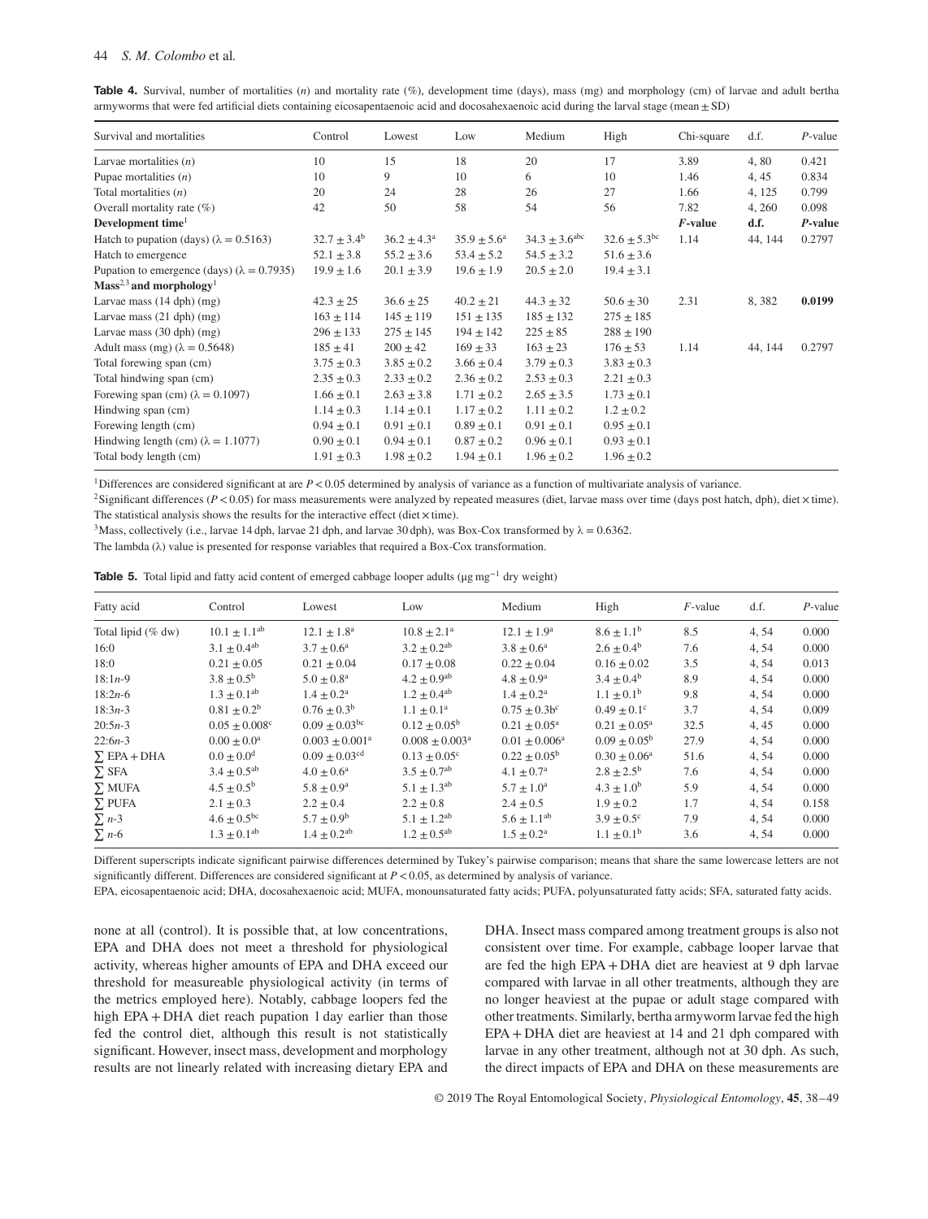**Table 4.** Survival, number of mortalities ($n$) and mortality rate (%), development time (days), mass (mg) and morphology (cm) of larvae and adult bertha armyworms that were fed artificial diets containing eicosapentaenoic acid and docosahexaenoic acid during the larval stage (mean ± SD)

| Survival and mortalities | Control | Lowest | Low | Medium | High | Chi-square | d.f. | *P*-value |
|---|---|---|---|---|---|---|---|---|
| Larvae mortalities ($n$) | 10 | 15 | 18 | 20 | 17 | 3.89 | 4, 80 | 0.421 |
| Pupae mortalities ($n$) | 10 | 9 | 10 | 6 | 10 | 1.46 | 4, 45 | 0.834 |
| Total mortalities ($n$) | 20 | 24 | 28 | 26 | 27 | 1.66 | 4, 125 | 0.799 |
| Overall mortality rate (%) | 42 | 50 | 58 | 54 | 56 | 7.82 | 4, 260 | 0.098 |
| **Development time**[1] | | | | | | ***F*-value** | **d.f.** | ***P*-value** |
| Hatch to pupation (days) ($\lambda = 0.5163$) | $32.7 \pm 3.4^{b}$ | $36.2 \pm 4.3^{a}$ | $35.9 \pm 5.6^{a}$ | $34.3 \pm 3.6^{abc}$ | $32.6 \pm 5.3^{bc}$ | 1.14 | 44, 144 | 0.2797 |
| Hatch to emergence | $52.1 \pm 3.8$ | $55.2 \pm 3.6$ | $53.4 \pm 5.2$ | $54.5 \pm 3.2$ | $51.6 \pm 3.6$ | | | |
| Pupation to emergence (days) ($\lambda = 0.7935$) | $19.9 \pm 1.6$ | $20.1 \pm 3.9$ | $19.6 \pm 1.9$ | $20.5 \pm 2.0$ | $19.4 \pm 3.1$ | | | |
| **Mass**[2,3] **and morphology**[1] | | | | | | | | |
| Larvae mass (14 dph) (mg) | $42.3 \pm 25$ | $36.6 \pm 25$ | $40.2 \pm 21$ | $44.3 \pm 32$ | $50.6 \pm 30$ | 2.31 | 8, 382 | **0.0199** |
| Larvae mass (21 dph) (mg) | $163 \pm 114$ | $145 \pm 119$ | $151 \pm 135$ | $185 \pm 132$ | $275 \pm 185$ | | | |
| Larvae mass (30 dph) (mg) | $296 \pm 133$ | $275 \pm 145$ | $194 \pm 142$ | $225 \pm 85$ | $288 \pm 190$ | | | |
| Adult mass (mg) ($\lambda = 0.5648$) | $185 \pm 41$ | $200 \pm 42$ | $169 \pm 33$ | $163 \pm 23$ | $176 \pm 53$ | 1.14 | 44, 144 | 0.2797 |
| Total forewing span (cm) | $3.75 \pm 0.3$ | $3.85 \pm 0.2$ | $3.66 \pm 0.4$ | $3.79 \pm 0.3$ | $3.83 \pm 0.3$ | | | |
| Total hindwing span (cm) | $2.35 \pm 0.3$ | $2.33 \pm 0.2$ | $2.36 \pm 0.2$ | $2.53 \pm 0.3$ | $2.21 \pm 0.3$ | | | |
| Forewing span (cm) ($\lambda = 0.1097$) | $1.66 \pm 0.1$ | $2.63 \pm 3.8$ | $1.71 \pm 0.2$ | $2.65 \pm 3.5$ | $1.73 \pm 0.1$ | | | |
| Hindwing span (cm) | $1.14 \pm 0.3$ | $1.14 \pm 0.1$ | $1.17 \pm 0.2$ | $1.11 \pm 0.2$ | $1.2 \pm 0.2$ | | | |
| Forewing length (cm) | $0.94 \pm 0.1$ | $0.91 \pm 0.1$ | $0.89 \pm 0.1$ | $0.91 \pm 0.1$ | $0.95 \pm 0.1$ | | | |
| Hindwing length (cm) ($\lambda = 1.1077$) | $0.90 \pm 0.1$ | $0.94 \pm 0.1$ | $0.87 \pm 0.2$ | $0.96 \pm 0.1$ | $0.93 \pm 0.1$ | | | |
| Total body length (cm) | $1.91 \pm 0.3$ | $1.98 \pm 0.2$ | $1.94 \pm 0.1$ | $1.96 \pm 0.2$ | $1.96 \pm 0.2$ | | | |

[1]Differences are considered significant at are $P < 0.05$ determined by analysis of variance as a function of multivariate analysis of variance.
[2]Significant differences ($P < 0.05$) for mass measurements were analyzed by repeated measures (diet, larvae mass over time (days post hatch, dph), diet × time). The statistical analysis shows the results for the interactive effect (diet × time).
[3]Mass, collectively (i.e., larvae 14 dph, larvae 21 dph, and larvae 30 dph), was Box-Cox transformed by $\lambda = 0.6362$.
The lambda ($\lambda$) value is presented for response variables that required a Box-Cox transformation.

**Table 5.** Total lipid and fatty acid content of emerged cabbage looper adults (μg mg$^{-1}$ dry weight)

| Fatty acid | Control | Lowest | Low | Medium | High | *F*-value | d.f. | *P*-value |
|---|---|---|---|---|---|---|---|---|
| Total lipid (% dw) | $10.1 \pm 1.1^{ab}$ | $12.1 \pm 1.8^{a}$ | $10.8 \pm 2.1^{a}$ | $12.1 \pm 1.9^{a}$ | $8.6 \pm 1.1^{b}$ | 8.5 | 4, 54 | 0.000 |
| 16:0 | $3.1 \pm 0.4^{ab}$ | $3.7 \pm 0.6^{a}$ | $3.2 \pm 0.2^{ab}$ | $3.8 \pm 0.6^{a}$ | $2.6 \pm 0.4^{b}$ | 7.6 | 4, 54 | 0.000 |
| 18:0 | $0.21 \pm 0.05$ | $0.21 \pm 0.04$ | $0.17 \pm 0.08$ | $0.22 \pm 0.04$ | $0.16 \pm 0.02$ | 3.5 | 4, 54 | 0.013 |
| 18:1$n$-9 | $3.8 \pm 0.5^{b}$ | $5.0 \pm 0.8^{a}$ | $4.2 \pm 0.9^{ab}$ | $4.8 \pm 0.9^{a}$ | $3.4 \pm 0.4^{b}$ | 8.9 | 4, 54 | 0.000 |
| 18:2$n$-6 | $1.3 \pm 0.1^{ab}$ | $1.4 \pm 0.2^{a}$ | $1.2 \pm 0.4^{ab}$ | $1.4 \pm 0.2^{a}$ | $1.1 \pm 0.1^{b}$ | 9.8 | 4, 54 | 0.000 |
| 18:3$n$-3 | $0.81 \pm 0.2^{b}$ | $0.76 \pm 0.3^{b}$ | $1.1 \pm 0.1^{a}$ | $0.75 \pm 0.3b^{c}$ | $0.49 \pm 0.1^{c}$ | 3.7 | 4, 54 | 0.009 |
| 20:5$n$-3 | $0.05 \pm 0.008^{c}$ | $0.09 \pm 0.03^{bc}$ | $0.12 \pm 0.05^{b}$ | $0.21 \pm 0.05^{a}$ | $0.21 \pm 0.05^{a}$ | 32.5 | 4, 45 | 0.000 |
| 22:6$n$-3 | $0.00 \pm 0.0^{a}$ | $0.003 \pm 0.001^{a}$ | $0.008 \pm 0.003^{a}$ | $0.01 \pm 0.006^{a}$ | $0.09 \pm 0.05^{b}$ | 27.9 | 4, 54 | 0.000 |
| ∑ EPA + DHA | $0.0 \pm 0.0^{d}$ | $0.09 \pm 0.03^{cd}$ | $0.13 \pm 0.05^{c}$ | $0.22 \pm 0.05^{b}$ | $0.30 \pm 0.06^{a}$ | 51.6 | 4, 54 | 0.000 |
| ∑ SFA | $3.4 \pm 0.5^{ab}$ | $4.0 \pm 0.6^{a}$ | $3.5 \pm 0.7^{ab}$ | $4.1 \pm 0.7^{a}$ | $2.8 \pm 2.5^{b}$ | 7.6 | 4, 54 | 0.000 |
| ∑ MUFA | $4.5 \pm 0.5^{b}$ | $5.8 \pm 0.9^{a}$ | $5.1 \pm 1.3^{ab}$ | $5.7 \pm 1.0^{a}$ | $4.3 \pm 1.0^{b}$ | 5.9 | 4, 54 | 0.000 |
| ∑ PUFA | $2.1 \pm 0.3$ | $2.2 \pm 0.4$ | $2.2 \pm 0.8$ | $2.4 \pm 0.5$ | $1.9 \pm 0.2$ | 1.7 | 4, 54 | 0.158 |
| ∑ $n$-3 | $4.6 \pm 0.5^{bc}$ | $5.7 \pm 0.9^{b}$ | $5.1 \pm 1.2^{ab}$ | $5.6 \pm 1.1^{ab}$ | $3.9 \pm 0.5^{c}$ | 7.9 | 4, 54 | 0.000 |
| ∑ $n$-6 | $1.3 \pm 0.1^{ab}$ | $1.4 \pm 0.2^{ab}$ | $1.2 \pm 0.5^{ab}$ | $1.5 \pm 0.2^{a}$ | $1.1 \pm 0.1^{b}$ | 3.6 | 4, 54 | 0.000 |

Different superscripts indicate significant pairwise differences determined by Tukey's pairwise comparison; means that share the same lowercase letters are not significantly different. Differences are considered significant at $P < 0.05$, as determined by analysis of variance.
EPA, eicosapentaenoic acid; DHA, docosahexaenoic acid; MUFA, monounsaturated fatty acids; PUFA, polyunsaturated fatty acids; SFA, saturated fatty acids.

none at all (control). It is possible that, at low concentrations, EPA and DHA does not meet a threshold for physiological activity, whereas higher amounts of EPA and DHA exceed our threshold for measureable physiological activity (in terms of the metrics employed here). Notably, cabbage loopers fed the high EPA + DHA diet reach pupation 1 day earlier than those fed the control diet, although this result is not statistically significant. However, insect mass, development and morphology results are not linearly related with increasing dietary EPA and DHA. Insect mass compared among treatment groups is also not consistent over time. For example, cabbage looper larvae that are fed the high EPA + DHA diet are heaviest at 9 dph larvae compared with larvae in all other treatments, although they are no longer heaviest at the pupae or adult stage compared with other treatments. Similarly, bertha armyworm larvae fed the high EPA + DHA diet are heaviest at 14 and 21 dph compared with larvae in any other treatment, although not at 30 dph. As such, the direct impacts of EPA and DHA on these measurements are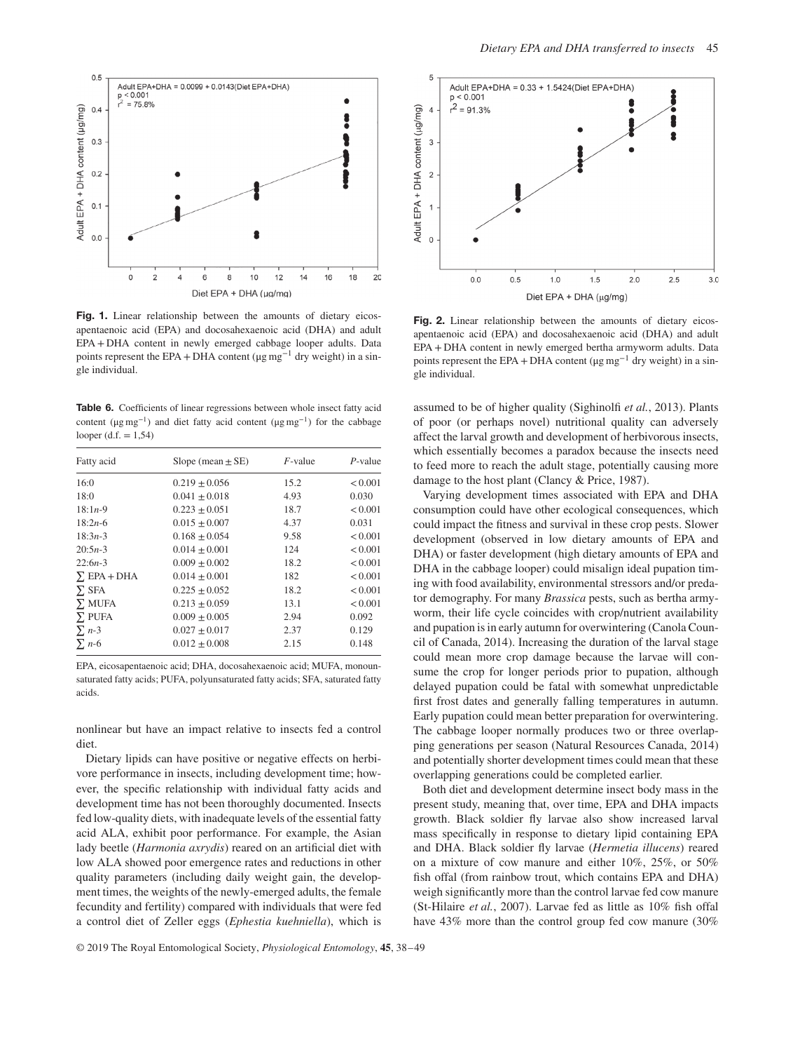**Fig. 1.** Linear relationship between the amounts of dietary eicosapentaenoic acid (EPA) and docosahexaenoic acid (DHA) and adult EPA + DHA content in newly emerged cabbage looper adults. Data points represent the EPA + DHA content (μg $mg^{-1}$ dry weight) in a single individual.

**Table 6.** Coefficients of linear regressions between whole insect fatty acid content (μg $mg^{-1}$) and diet fatty acid content (μg $mg^{-1}$) for the cabbage looper (d.f. = 1,54)

| Fatty acid | Slope (mean ± SE) | *F*-value | *P*-value |
|---|---|---|---|
| 16:0 | 0.219 ± 0.056 | 15.2 | < 0.001 |
| 18:0 | 0.041 ± 0.018 | 4.93 | 0.030 |
| 18:1*n*-9 | 0.223 ± 0.051 | 18.7 | < 0.001 |
| 18:2*n*-6 | 0.015 ± 0.007 | 4.37 | 0.031 |
| 18:3*n*-3 | 0.168 ± 0.054 | 9.58 | < 0.001 |
| 20:5*n*-3 | 0.014 ± 0.001 | 124 | < 0.001 |
| 22:6*n*-3 | 0.009 ± 0.002 | 18.2 | < 0.001 |
| ∑ EPA + DHA | 0.014 ± 0.001 | 182 | < 0.001 |
| ∑ SFA | 0.225 ± 0.052 | 18.2 | < 0.001 |
| ∑ MUFA | 0.213 ± 0.059 | 13.1 | < 0.001 |
| ∑ PUFA | 0.009 ± 0.005 | 2.94 | 0.092 |
| ∑ *n*-3 | 0.027 ± 0.017 | 2.37 | 0.129 |
| ∑ *n*-6 | 0.012 ± 0.008 | 2.15 | 0.148 |

EPA, eicosapentaenoic acid; DHA, docosahexaenoic acid; MUFA, monounsaturated fatty acids; PUFA, polyunsaturated fatty acids; SFA, saturated fatty acids.

nonlinear but have an impact relative to insects fed a control diet.

Dietary lipids can have positive or negative effects on herbivore performance in insects, including development time; however, the specific relationship with individual fatty acids and development time has not been thoroughly documented. Insects fed low-quality diets, with inadequate levels of the essential fatty acid ALA, exhibit poor performance. For example, the Asian lady beetle (*Harmonia axrydis*) reared on an artificial diet with low ALA showed poor emergence rates and reductions in other quality parameters (including daily weight gain, the development times, the weights of the newly-emerged adults, the female fecundity and fertility) compared with individuals that were fed a control diet of Zeller eggs (*Ephestia kuehniella*), which is assumed to be of higher quality (Sighinolfi *et al.*, 2013). Plants of poor (or perhaps novel) nutritional quality can adversely affect the larval growth and development of herbivorous insects, which essentially becomes a paradox because the insects need to feed more to reach the adult stage, potentially causing more damage to the host plant (Clancy & Price, 1987).

**Fig. 2.** Linear relationship between the amounts of dietary eicosapentaenoic acid (EPA) and docosahexaenoic acid (DHA) and adult EPA + DHA content in newly emerged bertha armyworm adults. Data points represent the EPA + DHA content (μg $mg^{-1}$ dry weight) in a single individual.

Varying development times associated with EPA and DHA consumption could have other ecological consequences, which could impact the fitness and survival in these crop pests. Slower development (observed in low dietary amounts of EPA and DHA) or faster development (high dietary amounts of EPA and DHA in the cabbage looper) could misalign ideal pupation timing with food availability, environmental stressors and/or predator demography. For many *Brassica* pests, such as bertha armyworm, their life cycle coincides with crop/nutrient availability and pupation is in early autumn for overwintering (Canola Council of Canada, 2014). Increasing the duration of the larval stage could mean more crop damage because the larvae will consume the crop for longer periods prior to pupation, although delayed pupation could be fatal with somewhat unpredictable first frost dates and generally falling temperatures in autumn. Early pupation could mean better preparation for overwintering. The cabbage looper normally produces two or three overlapping generations per season (Natural Resources Canada, 2014) and potentially shorter development times could mean that these overlapping generations could be completed earlier.

Both diet and development determine insect body mass in the present study, meaning that, over time, EPA and DHA impacts growth. Black soldier fly larvae also show increased larval mass specifically in response to dietary lipid containing EPA and DHA. Black soldier fly larvae (*Hermetia illucens*) reared on a mixture of cow manure and either 10%, 25%, or 50% fish offal (from rainbow trout, which contains EPA and DHA) weigh significantly more than the control larvae fed cow manure (St-Hilaire *et al.*, 2007). Larvae fed as little as 10% fish offal have 43% more than the control group fed cow manure (30%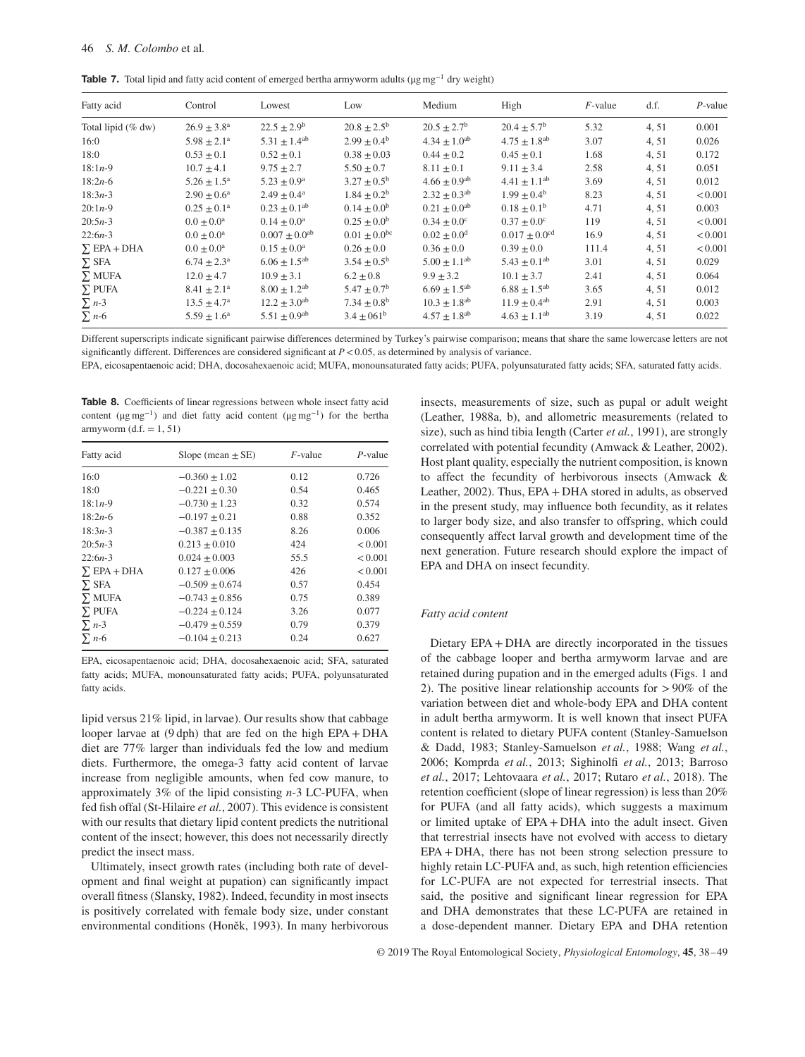**Table 7.** Total lipid and fatty acid content of emerged bertha armyworm adults (μg mg$^{-1}$ dry weight)

| Fatty acid | Control | Lowest | Low | Medium | High | $F$-value | d.f. | $P$-value |
|---|---|---|---|---|---|---|---|---|
| Total lipid (% dw) | $26.9 \pm 3.8^{a}$ | $22.5 \pm 2.9^{b}$ | $20.8 \pm 2.5^{b}$ | $20.5 \pm 2.7^{b}$ | $20.4 \pm 5.7^{b}$ | 5.32 | 4, 51 | 0.001 |
| 16:0 | $5.98 \pm 2.1^{a}$ | $5.31 \pm 1.4^{ab}$ | $2.99 \pm 0.4^{b}$ | $4.34 \pm 1.0^{ab}$ | $4.75 \pm 1.8^{ab}$ | 3.07 | 4, 51 | 0.026 |
| 18:0 | $0.53 \pm 0.1$ | $0.52 \pm 0.1$ | $0.38 \pm 0.03$ | $0.44 \pm 0.2$ | $0.45 \pm 0.1$ | 1.68 | 4, 51 | 0.172 |
| 18:1$n$-9 | $10.7 \pm 4.1$ | $9.75 \pm 2.7$ | $5.50 \pm 0.7$ | $8.11 \pm 0.1$ | $9.11 \pm 3.4$ | 2.58 | 4, 51 | 0.051 |
| 18:2$n$-6 | $5.26 \pm 1.5^{a}$ | $5.23 \pm 0.9^{a}$ | $3.27 \pm 0.5^{b}$ | $4.66 \pm 0.9^{ab}$ | $4.41 \pm 1.1^{ab}$ | 3.69 | 4, 51 | 0.012 |
| 18:3$n$-3 | $2.90 \pm 0.6^{a}$ | $2.49 \pm 0.4^{a}$ | $1.84 \pm 0.2^{b}$ | $2.32 \pm 0.3^{ab}$ | $1.99 \pm 0.4^{b}$ | 8.23 | 4, 51 | < 0.001 |
| 20:1$n$-9 | $0.25 \pm 0.1^{a}$ | $0.23 \pm 0.1^{ab}$ | $0.14 \pm 0.0^{b}$ | $0.21 \pm 0.0^{ab}$ | $0.18 \pm 0.1^{b}$ | 4.71 | 4, 51 | 0.003 |
| 20:5$n$-3 | $0.0 \pm 0.0^{a}$ | $0.14 \pm 0.0^{a}$ | $0.25 \pm 0.0^{b}$ | $0.34 \pm 0.0^{c}$ | $0.37 \pm 0.0^{c}$ | 119 | 4, 51 | < 0.001 |
| 22:6$n$-3 | $0.0 \pm 0.0^{a}$ | $0.007 \pm 0.0^{ab}$ | $0.01 \pm 0.0^{bc}$ | $0.02 \pm 0.0^{d}$ | $0.017 \pm 0.0^{cd}$ | 16.9 | 4, 51 | < 0.001 |
| ∑ EPA + DHA | $0.0 \pm 0.0^{a}$ | $0.15 \pm 0.0^{a}$ | $0.26 \pm 0.0$ | $0.36 \pm 0.0$ | $0.39 \pm 0.0$ | 111.4 | 4, 51 | < 0.001 |
| ∑ SFA | $6.74 \pm 2.3^{a}$ | $6.06 \pm 1.5^{ab}$ | $3.54 \pm 0.5^{b}$ | $5.00 \pm 1.1^{ab}$ | $5.43 \pm 0.1^{ab}$ | 3.01 | 4, 51 | 0.029 |
| ∑ MUFA | $12.0 \pm 4.7$ | $10.9 \pm 3.1$ | $6.2 \pm 0.8$ | $9.9 \pm 3.2$ | $10.1 \pm 3.7$ | 2.41 | 4, 51 | 0.064 |
| ∑ PUFA | $8.41 \pm 2.1^{a}$ | $8.00 \pm 1.2^{ab}$ | $5.47 \pm 0.7^{b}$ | $6.69 \pm 1.5^{ab}$ | $6.88 \pm 1.5^{ab}$ | 3.65 | 4, 51 | 0.012 |
| ∑ $n$-3 | $13.5 \pm 4.7^{a}$ | $12.2 \pm 3.0^{ab}$ | $7.34 \pm 0.8^{b}$ | $10.3 \pm 1.8^{ab}$ | $11.9 \pm 0.4^{ab}$ | 2.91 | 4, 51 | 0.003 |
| ∑ $n$-6 | $5.59 \pm 1.6^{a}$ | $5.51 \pm 0.9^{ab}$ | $3.4 \pm 061^{b}$ | $4.57 \pm 1.8^{ab}$ | $4.63 \pm 1.1^{ab}$ | 3.19 | 4, 51 | 0.022 |

Different superscripts indicate significant pairwise differences determined by Turkey's pairwise comparison; means that share the same lowercase letters are not significantly different. Differences are considered significant at $P < 0.05$, as determined by analysis of variance.

EPA, eicosapentaenoic acid; DHA, docosahexaenoic acid; MUFA, monounsaturated fatty acids; PUFA, polyunsaturated fatty acids; SFA, saturated fatty acids.

**Table 8.** Coefficients of linear regressions between whole insect fatty acid content (μg mg$^{-1}$) and diet fatty acid content (μg mg$^{-1}$) for the bertha armyworm (d.f. = 1, 51)

| Fatty acid | Slope (mean ± SE) | $F$-value | $P$-value |
|---|---|---|---|
| 16:0 | $-0.360 \pm 1.02$ | 0.12 | 0.726 |
| 18:0 | $-0.221 \pm 0.30$ | 0.54 | 0.465 |
| 18:1$n$-9 | $-0.730 \pm 1.23$ | 0.32 | 0.574 |
| 18:2$n$-6 | $-0.197 \pm 0.21$ | 0.88 | 0.352 |
| 18:3$n$-3 | $-0.387 \pm 0.135$ | 8.26 | 0.006 |
| 20:5$n$-3 | $0.213 \pm 0.010$ | 424 | < 0.001 |
| 22:6$n$-3 | $0.024 \pm 0.003$ | 55.5 | < 0.001 |
| ∑ EPA + DHA | $0.127 \pm 0.006$ | 426 | < 0.001 |
| ∑ SFA | $-0.509 \pm 0.674$ | 0.57 | 0.454 |
| ∑ MUFA | $-0.743 \pm 0.856$ | 0.75 | 0.389 |
| ∑ PUFA | $-0.224 \pm 0.124$ | 3.26 | 0.077 |
| ∑ $n$-3 | $-0.479 \pm 0.559$ | 0.79 | 0.379 |
| ∑ $n$-6 | $-0.104 \pm 0.213$ | 0.24 | 0.627 |

EPA, eicosapentaenoic acid; DHA, docosahexaenoic acid; SFA, saturated fatty acids; MUFA, monounsaturated fatty acids; PUFA, polyunsaturated fatty acids.

lipid versus 21% lipid, in larvae). Our results show that cabbage looper larvae at (9 dph) that are fed on the high EPA + DHA diet are 77% larger than individuals fed the low and medium diets. Furthermore, the omega-3 fatty acid content of larvae increase from negligible amounts, when fed cow manure, to approximately 3% of the lipid consisting $n$-3 LC-PUFA, when fed fish offal (St-Hilaire *et al.*, 2007). This evidence is consistent with our results that dietary lipid content predicts the nutritional content of the insect; however, this does not necessarily directly predict the insect mass.

Ultimately, insect growth rates (including both rate of development and final weight at pupation) can significantly impact overall fitness (Slansky, 1982). Indeed, fecundity in most insects is positively correlated with female body size, under constant environmental conditions (Honěk, 1993). In many herbivorous insects, measurements of size, such as pupal or adult weight (Leather, 1988a, b), and allometric measurements (related to size), such as hind tibia length (Carter *et al.*, 1991), are strongly correlated with potential fecundity (Amwack & Leather, 2002). Host plant quality, especially the nutrient composition, is known to affect the fecundity of herbivorous insects (Amwack & Leather, 2002). Thus, EPA + DHA stored in adults, as observed in the present study, may influence both fecundity, as it relates to larger body size, and also transfer to offspring, which could consequently affect larval growth and development time of the next generation. Future research should explore the impact of EPA and DHA on insect fecundity.

### *Fatty acid content*

Dietary EPA + DHA are directly incorporated in the tissues of the cabbage looper and bertha armyworm larvae and are retained during pupation and in the emerged adults (Figs. 1 and 2). The positive linear relationship accounts for > 90% of the variation between diet and whole-body EPA and DHA content in adult bertha armyworm. It is well known that insect PUFA content is related to dietary PUFA content (Stanley-Samuelson & Dadd, 1983; Stanley-Samuelson *et al.*, 1988; Wang *et al.*, 2006; Komprda *et al.*, 2013; Sighinolfi *et al.*, 2013; Barroso *et al.*, 2017; Lehtovaara *et al.*, 2017; Rutaro *et al.*, 2018). The retention coefficient (slope of linear regression) is less than 20% for PUFA (and all fatty acids), which suggests a maximum or limited uptake of EPA + DHA into the adult insect. Given that terrestrial insects have not evolved with access to dietary EPA + DHA, there has not been strong selection pressure to highly retain LC-PUFA and, as such, high retention efficiencies for LC-PUFA are not expected for terrestrial insects. That said, the positive and significant linear regression for EPA and DHA demonstrates that these LC-PUFA are retained in a dose-dependent manner. Dietary EPA and DHA retention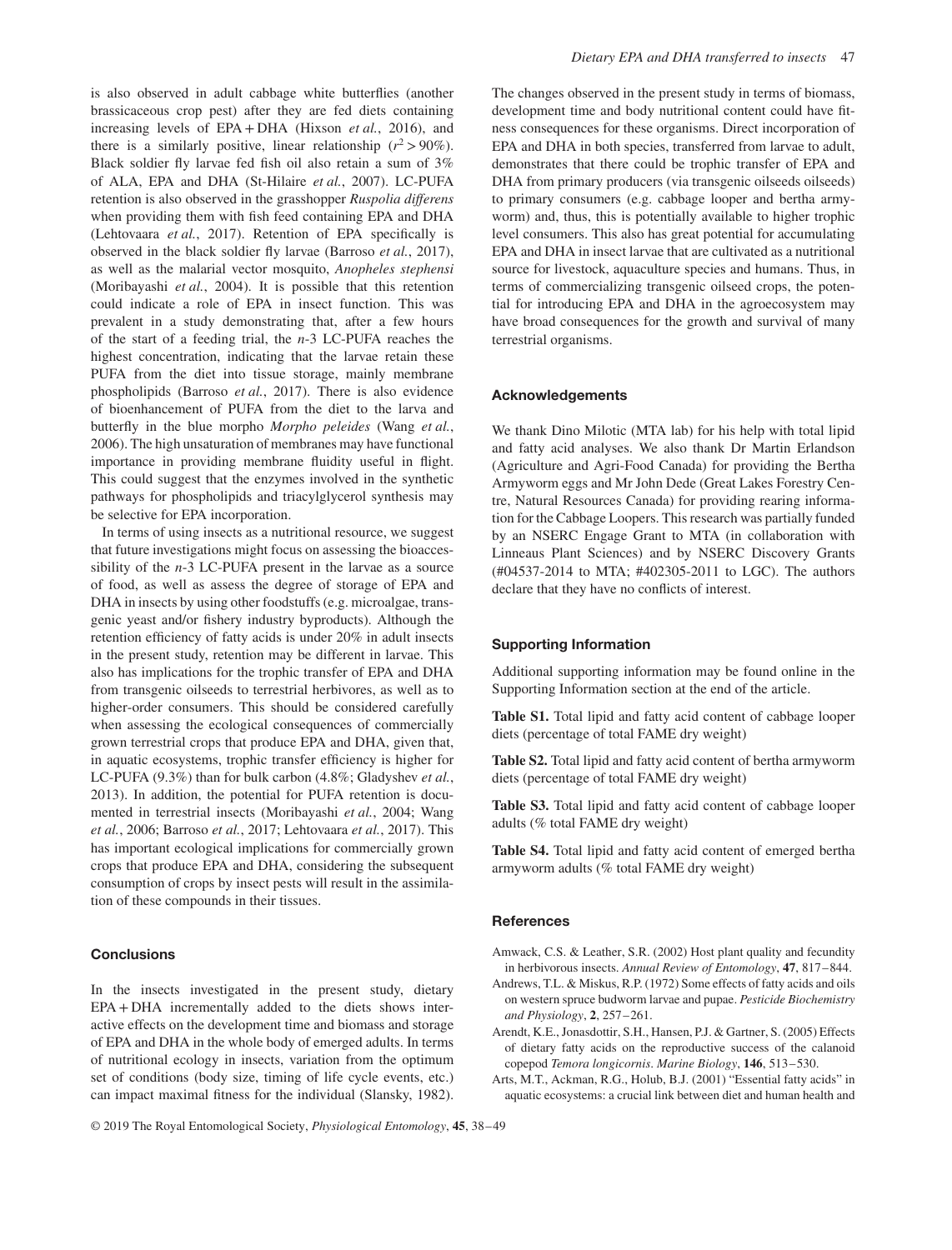is also observed in adult cabbage white butterflies (another brassicaceous crop pest) after they are fed diets containing increasing levels of EPA + DHA (Hixson *et al.*, 2016), and there is a similarly positive, linear relationship ($r^2 > 90\%$). Black soldier fly larvae fed fish oil also retain a sum of 3% of ALA, EPA and DHA (St-Hilaire *et al.*, 2007). LC-PUFA retention is also observed in the grasshopper *Ruspolia differens* when providing them with fish feed containing EPA and DHA (Lehtovaara *et al.*, 2017). Retention of EPA specifically is observed in the black soldier fly larvae (Barroso *et al.*, 2017), as well as the malarial vector mosquito, *Anopheles stephensi* (Moribayashi *et al.*, 2004). It is possible that this retention could indicate a role of EPA in insect function. This was prevalent in a study demonstrating that, after a few hours of the start of a feeding trial, the *n*-3 LC-PUFA reaches the highest concentration, indicating that the larvae retain these PUFA from the diet into tissue storage, mainly membrane phospholipids (Barroso *et al.*, 2017). There is also evidence of bioenhancement of PUFA from the diet to the larva and butterfly in the blue morpho *Morpho peleides* (Wang *et al.*, 2006). The high unsaturation of membranes may have functional importance in providing membrane fluidity useful in flight. This could suggest that the enzymes involved in the synthetic pathways for phospholipids and triacylglycerol synthesis may be selective for EPA incorporation.

In terms of using insects as a nutritional resource, we suggest that future investigations might focus on assessing the bioaccessibility of the *n*-3 LC-PUFA present in the larvae as a source of food, as well as assess the degree of storage of EPA and DHA in insects by using other foodstuffs (e.g. microalgae, transgenic yeast and/or fishery industry byproducts). Although the retention efficiency of fatty acids is under 20% in adult insects in the present study, retention may be different in larvae. This also has implications for the trophic transfer of EPA and DHA from transgenic oilseeds to terrestrial herbivores, as well as to higher-order consumers. This should be considered carefully when assessing the ecological consequences of commercially grown terrestrial crops that produce EPA and DHA, given that, in aquatic ecosystems, trophic transfer efficiency is higher for LC-PUFA (9.3%) than for bulk carbon (4.8%; Gladyshev *et al.*, 2013). In addition, the potential for PUFA retention is documented in terrestrial insects (Moribayashi *et al.*, 2004; Wang *et al.*, 2006; Barroso *et al.*, 2017; Lehtovaara *et al.*, 2017). This has important ecological implications for commercially grown crops that produce EPA and DHA, considering the subsequent consumption of crops by insect pests will result in the assimilation of these compounds in their tissues.

## Conclusions

In the insects investigated in the present study, dietary EPA + DHA incrementally added to the diets shows interactive effects on the development time and biomass and storage of EPA and DHA in the whole body of emerged adults. In terms of nutritional ecology in insects, variation from the optimum set of conditions (body size, timing of life cycle events, etc.) can impact maximal fitness for the individual (Slansky, 1982). The changes observed in the present study in terms of biomass, development time and body nutritional content could have fitness consequences for these organisms. Direct incorporation of EPA and DHA in both species, transferred from larvae to adult, demonstrates that there could be trophic transfer of EPA and DHA from primary producers (via transgenic oilseeds oilseeds) to primary consumers (e.g. cabbage looper and bertha armyworm) and, thus, this is potentially available to higher trophic level consumers. This also has great potential for accumulating EPA and DHA in insect larvae that are cultivated as a nutritional source for livestock, aquaculture species and humans. Thus, in terms of commercializing transgenic oilseed crops, the potential for introducing EPA and DHA in the agroecosystem may have broad consequences for the growth and survival of many terrestrial organisms.

## Acknowledgements

We thank Dino Milotic (MTA lab) for his help with total lipid and fatty acid analyses. We also thank Dr Martin Erlandson (Agriculture and Agri-Food Canada) for providing the Bertha Armyworm eggs and Mr John Dede (Great Lakes Forestry Centre, Natural Resources Canada) for providing rearing information for the Cabbage Loopers. This research was partially funded by an NSERC Engage Grant to MTA (in collaboration with Linneaus Plant Sciences) and by NSERC Discovery Grants (#04537-2014 to MTA; #402305-2011 to LGC). The authors declare that they have no conflicts of interest.

## Supporting Information

Additional supporting information may be found online in the Supporting Information section at the end of the article.

**Table S1.** Total lipid and fatty acid content of cabbage looper diets (percentage of total FAME dry weight)

**Table S2.** Total lipid and fatty acid content of bertha armyworm diets (percentage of total FAME dry weight)

**Table S3.** Total lipid and fatty acid content of cabbage looper adults (% total FAME dry weight)

**Table S4.** Total lipid and fatty acid content of emerged bertha armyworm adults (% total FAME dry weight)

## References

Amwack, C.S. & Leather, S.R. (2002) Host plant quality and fecundity in herbivorous insects. *Annual Review of Entomology*, **47**, 817–844.

Andrews, T.L. & Miskus, R.P. (1972) Some effects of fatty acids and oils on western spruce budworm larvae and pupae. *Pesticide Biochemistry and Physiology*, **2**, 257–261.

Arendt, K.E., Jonasdottir, S.H., Hansen, P.J. & Gartner, S. (2005) Effects of dietary fatty acids on the reproductive success of the calanoid copepod *Temora longicornis*. *Marine Biology*, **146**, 513–530.

Arts, M.T., Ackman, R.G., Holub, B.J. (2001) "Essential fatty acids" in aquatic ecosystems: a crucial link between diet and human health and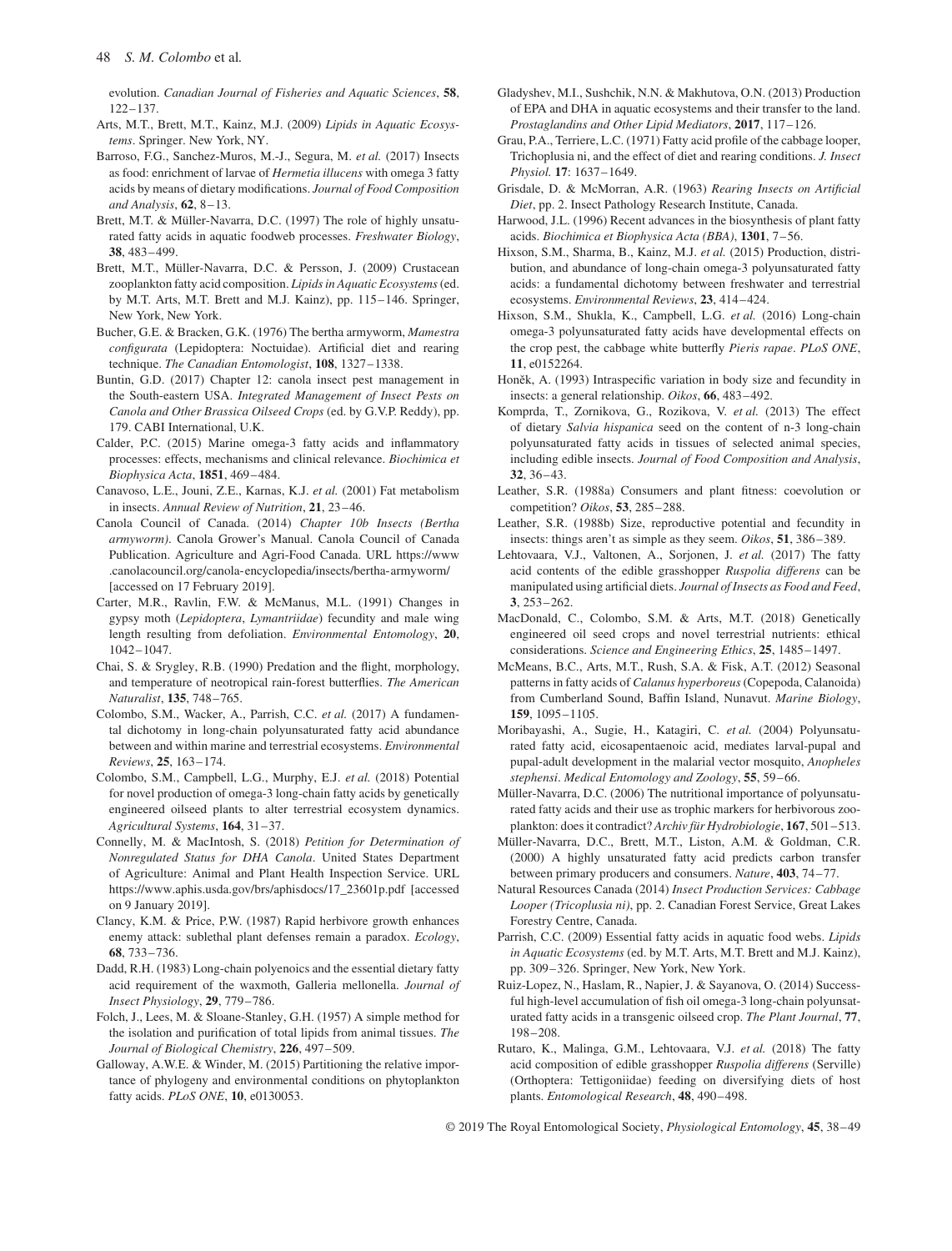evolution. *Canadian Journal of Fisheries and Aquatic Sciences*, **58**, 122–137.

Arts, M.T., Brett, M.T., Kainz, M.J. (2009) *Lipids in Aquatic Ecosystems*. Springer. New York, NY.

Barroso, F.G., Sanchez-Muros, M.-J., Segura, M. *et al.* (2017) Insects as food: enrichment of larvae of *Hermetia illucens* with omega 3 fatty acids by means of dietary modifications. *Journal of Food Composition and Analysis*, **62**, 8–13.

Brett, M.T. & Müller-Navarra, D.C. (1997) The role of highly unsaturated fatty acids in aquatic foodweb processes. *Freshwater Biology*, **38**, 483–499.

Brett, M.T., Müller-Navarra, D.C. & Persson, J. (2009) Crustacean zooplankton fatty acid composition. *Lipids in Aquatic Ecosystems* (ed. by M.T. Arts, M.T. Brett and M.J. Kainz), pp. 115–146. Springer, New York, New York.

Bucher, G.E. & Bracken, G.K. (1976) The bertha armyworm, *Mamestra configurata* (Lepidoptera: Noctuidae). Artificial diet and rearing technique. *The Canadian Entomologist*, **108**, 1327–1338.

Buntin, G.D. (2017) Chapter 12: canola insect pest management in the South-eastern USA. *Integrated Management of Insect Pests on Canola and Other Brassica Oilseed Crops* (ed. by G.V.P. Reddy), pp. 179. CABI International, U.K.

Calder, P.C. (2015) Marine omega-3 fatty acids and inflammatory processes: effects, mechanisms and clinical relevance. *Biochimica et Biophysica Acta*, **1851**, 469–484.

Canavoso, L.E., Jouni, Z.E., Karnas, K.J. *et al.* (2001) Fat metabolism in insects. *Annual Review of Nutrition*, **21**, 23–46.

Canola Council of Canada. (2014) *Chapter 10b Insects (Bertha armyworm)*. Canola Grower's Manual. Canola Council of Canada Publication. Agriculture and Agri-Food Canada. URL https://www.canolacouncil.org/canola-encyclopedia/insects/bertha-armyworm/ [accessed on 17 February 2019].

Carter, M.R., Ravlin, F.W. & McManus, M.L. (1991) Changes in gypsy moth (*Lepidoptera*, *Lymantriidae*) fecundity and male wing length resulting from defoliation. *Environmental Entomology*, **20**, 1042–1047.

Chai, S. & Srygley, R.B. (1990) Predation and the flight, morphology, and temperature of neotropical rain-forest butterflies. *The American Naturalist*, **135**, 748–765.

Colombo, S.M., Wacker, A., Parrish, C.C. *et al.* (2017) A fundamental dichotomy in long-chain polyunsaturated fatty acid abundance between and within marine and terrestrial ecosystems. *Environmental Reviews*, **25**, 163–174.

Colombo, S.M., Campbell, L.G., Murphy, E.J. *et al.* (2018) Potential for novel production of omega-3 long-chain fatty acids by genetically engineered oilseed plants to alter terrestrial ecosystem dynamics. *Agricultural Systems*, **164**, 31–37.

Connelly, M. & MacIntosh, S. (2018) *Petition for Determination of Nonregulated Status for DHA Canola*. United States Department of Agriculture: Animal and Plant Health Inspection Service. URL https://www.aphis.usda.gov/brs/aphisdocs/17_23601p.pdf [accessed on 9 January 2019].

Clancy, K.M. & Price, P.W. (1987) Rapid herbivore growth enhances enemy attack: sublethal plant defenses remain a paradox. *Ecology*, **68**, 733–736.

Dadd, R.H. (1983) Long-chain polyenoics and the essential dietary fatty acid requirement of the waxmoth, Galleria mellonella. *Journal of Insect Physiology*, **29**, 779–786.

Folch, J., Lees, M. & Sloane-Stanley, G.H. (1957) A simple method for the isolation and purification of total lipids from animal tissues. *The Journal of Biological Chemistry*, **226**, 497–509.

Galloway, A.W.E. & Winder, M. (2015) Partitioning the relative importance of phylogeny and environmental conditions on phytoplankton fatty acids. *PLoS ONE*, **10**, e0130053.

Gladyshev, M.I., Sushchik, N.N. & Makhutova, O.N. (2013) Production of EPA and DHA in aquatic ecosystems and their transfer to the land. *Prostaglandins and Other Lipid Mediators*, **2017**, 117–126.

Grau, P.A., Terriere, L.C. (1971) Fatty acid profile of the cabbage looper, Trichoplusia ni, and the effect of diet and rearing conditions. *J. Insect Physiol.* **17**: 1637–1649.

Grisdale, D. & McMorran, A.R. (1963) *Rearing Insects on Artificial Diet*, pp. 2. Insect Pathology Research Institute, Canada.

Harwood, J.L. (1996) Recent advances in the biosynthesis of plant fatty acids. *Biochimica et Biophysica Acta (BBA)*, **1301**, 7–56.

Hixson, S.M., Sharma, B., Kainz, M.J. *et al.* (2015) Production, distribution, and abundance of long-chain omega-3 polyunsaturated fatty acids: a fundamental dichotomy between freshwater and terrestrial ecosystems. *Environmental Reviews*, **23**, 414–424.

Hixson, S.M., Shukla, K., Campbell, L.G. *et al.* (2016) Long-chain omega-3 polyunsaturated fatty acids have developmental effects on the crop pest, the cabbage white butterfly *Pieris rapae*. *PLoS ONE*, **11**, e0152264.

Honěk, A. (1993) Intraspecific variation in body size and fecundity in insects: a general relationship. *Oikos*, **66**, 483–492.

Komprda, T., Zornikova, G., Rozikova, V. *et al.* (2013) The effect of dietary *Salvia hispanica* seed on the content of n-3 long-chain polyunsaturated fatty acids in tissues of selected animal species, including edible insects. *Journal of Food Composition and Analysis*, **32**, 36–43.

Leather, S.R. (1988a) Consumers and plant fitness: coevolution or competition? *Oikos*, **53**, 285–288.

Leather, S.R. (1988b) Size, reproductive potential and fecundity in insects: things aren't as simple as they seem. *Oikos*, **51**, 386–389.

Lehtovaara, V.J., Valtonen, A., Sorjonen, J. *et al.* (2017) The fatty acid contents of the edible grasshopper *Ruspolia differens* can be manipulated using artificial diets. *Journal of Insects as Food and Feed*, **3**, 253–262.

MacDonald, C., Colombo, S.M. & Arts, M.T. (2018) Genetically engineered oil seed crops and novel terrestrial nutrients: ethical considerations. *Science and Engineering Ethics*, **25**, 1485–1497.

McMeans, B.C., Arts, M.T., Rush, S.A. & Fisk, A.T. (2012) Seasonal patterns in fatty acids of *Calanus hyperboreus* (Copepoda, Calanoida) from Cumberland Sound, Baffin Island, Nunavut. *Marine Biology*, **159**, 1095–1105.

Moribayashi, A., Sugie, H., Katagiri, C. *et al.* (2004) Polyunsaturated fatty acid, eicosapentaenoic acid, mediates larval-pupal and pupal-adult development in the malarial vector mosquito, *Anopheles stephensi*. *Medical Entomology and Zoology*, **55**, 59–66.

Müller-Navarra, D.C. (2006) The nutritional importance of polyunsaturated fatty acids and their use as trophic markers for herbivorous zooplankton: does it contradict? *Archiv für Hydrobiologie*, **167**, 501–513.

Müller-Navarra, D.C., Brett, M.T., Liston, A.M. & Goldman, C.R. (2000) A highly unsaturated fatty acid predicts carbon transfer between primary producers and consumers. *Nature*, **403**, 74–77.

Natural Resources Canada (2014) *Insect Production Services: Cabbage Looper (Tricoplusia ni)*, pp. 2. Canadian Forest Service, Great Lakes Forestry Centre, Canada.

Parrish, C.C. (2009) Essential fatty acids in aquatic food webs. *Lipids in Aquatic Ecosystems* (ed. by M.T. Arts, M.T. Brett and M.J. Kainz), pp. 309–326. Springer, New York, New York.

Ruiz-Lopez, N., Haslam, R., Napier, J. & Sayanova, O. (2014) Successful high-level accumulation of fish oil omega-3 long-chain polyunsaturated fatty acids in a transgenic oilseed crop. *The Plant Journal*, **77**, 198–208.

Rutaro, K., Malinga, G.M., Lehtovaara, V.J. *et al.* (2018) The fatty acid composition of edible grasshopper *Ruspolia differens* (Serville) (Orthoptera: Tettigoniidae) feeding on diversifying diets of host plants. *Entomological Research*, **48**, 490–498.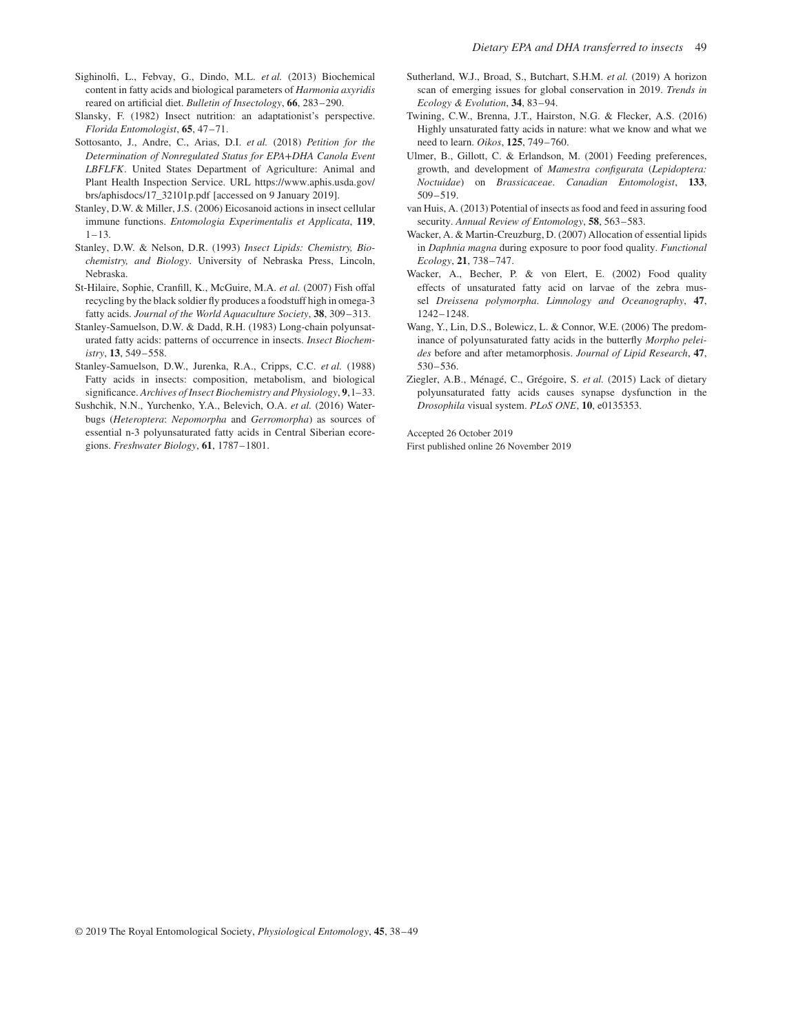Sighinolfi, L., Febvay, G., Dindo, M.L. *et al.* (2013) Biochemical content in fatty acids and biological parameters of *Harmonia axyridis* reared on artificial diet. *Bulletin of Insectology*, **66**, 283–290.

Slansky, F. (1982) Insect nutrition: an adaptationist's perspective. *Florida Entomologist*, **65**, 47–71.

Sottosanto, J., Andre, C., Arias, D.I. *et al.* (2018) *Petition for the Determination of Nonregulated Status for EPA+DHA Canola Event LBFLFK*. United States Department of Agriculture: Animal and Plant Health Inspection Service. URL https://www.aphis.usda.gov/brs/aphisdocs/17_32101p.pdf [accessed on 9 January 2019].

Stanley, D.W. & Miller, J.S. (2006) Eicosanoid actions in insect cellular immune functions. *Entomologia Experimentalis et Applicata*, **119**, 1–13.

Stanley, D.W. & Nelson, D.R. (1993) *Insect Lipids: Chemistry, Biochemistry, and Biology*. University of Nebraska Press, Lincoln, Nebraska.

St-Hilaire, Sophie, Cranfill, K., McGuire, M.A. *et al.* (2007) Fish offal recycling by the black soldier fly produces a foodstuff high in omega-3 fatty acids. *Journal of the World Aquaculture Society*, **38**, 309–313.

Stanley-Samuelson, D.W. & Dadd, R.H. (1983) Long-chain polyunsaturated fatty acids: patterns of occurrence in insects. *Insect Biochemistry*, **13**, 549–558.

Stanley-Samuelson, D.W., Jurenka, R.A., Cripps, C.C. *et al.* (1988) Fatty acids in insects: composition, metabolism, and biological significance. *Archives of Insect Biochemistry and Physiology*, **9**, 1–33.

Sushchik, N.N., Yurchenko, Y.A., Belevich, O.A. *et al.* (2016) Water-bugs (*Heteroptera*: *Nepomorpha* and *Gerromorpha*) as sources of essential n-3 polyunsaturated fatty acids in Central Siberian ecoregions. *Freshwater Biology*, **61**, 1787–1801.

Sutherland, W.J., Broad, S., Butchart, S.H.M. *et al.* (2019) A horizon scan of emerging issues for global conservation in 2019. *Trends in Ecology & Evolution*, **34**, 83–94.

Twining, C.W., Brenna, J.T., Hairston, N.G. & Flecker, A.S. (2016) Highly unsaturated fatty acids in nature: what we know and what we need to learn. *Oikos*, **125**, 749–760.

Ulmer, B., Gillott, C. & Erlandson, M. (2001) Feeding preferences, growth, and development of *Mamestra configurata* (*Lepidoptera: Noctuidae*) on *Brassicaceae*. *Canadian Entomologist*, **133**, 509–519.

van Huis, A. (2013) Potential of insects as food and feed in assuring food security. *Annual Review of Entomology*, **58**, 563–583.

Wacker, A. & Martin-Creuzburg, D. (2007) Allocation of essential lipids in *Daphnia magna* during exposure to poor food quality. *Functional Ecology*, **21**, 738–747.

Wacker, A., Becher, P. & von Elert, E. (2002) Food quality effects of unsaturated fatty acid on larvae of the zebra mussel *Dreissena polymorpha*. *Limnology and Oceanography*, **47**, 1242–1248.

Wang, Y., Lin, D.S., Bolewicz, L. & Connor, W.E. (2006) The predominance of polyunsaturated fatty acids in the butterfly *Morpho peleides* before and after metamorphosis. *Journal of Lipid Research*, **47**, 530–536.

Ziegler, A.B., Ménagé, C., Grégoire, S. *et al.* (2015) Lack of dietary polyunsaturated fatty acids causes synapse dysfunction in the *Drosophila* visual system. *PLoS ONE*, **10**, e0135353.

Accepted 26 October 2019
First published online 26 November 2019